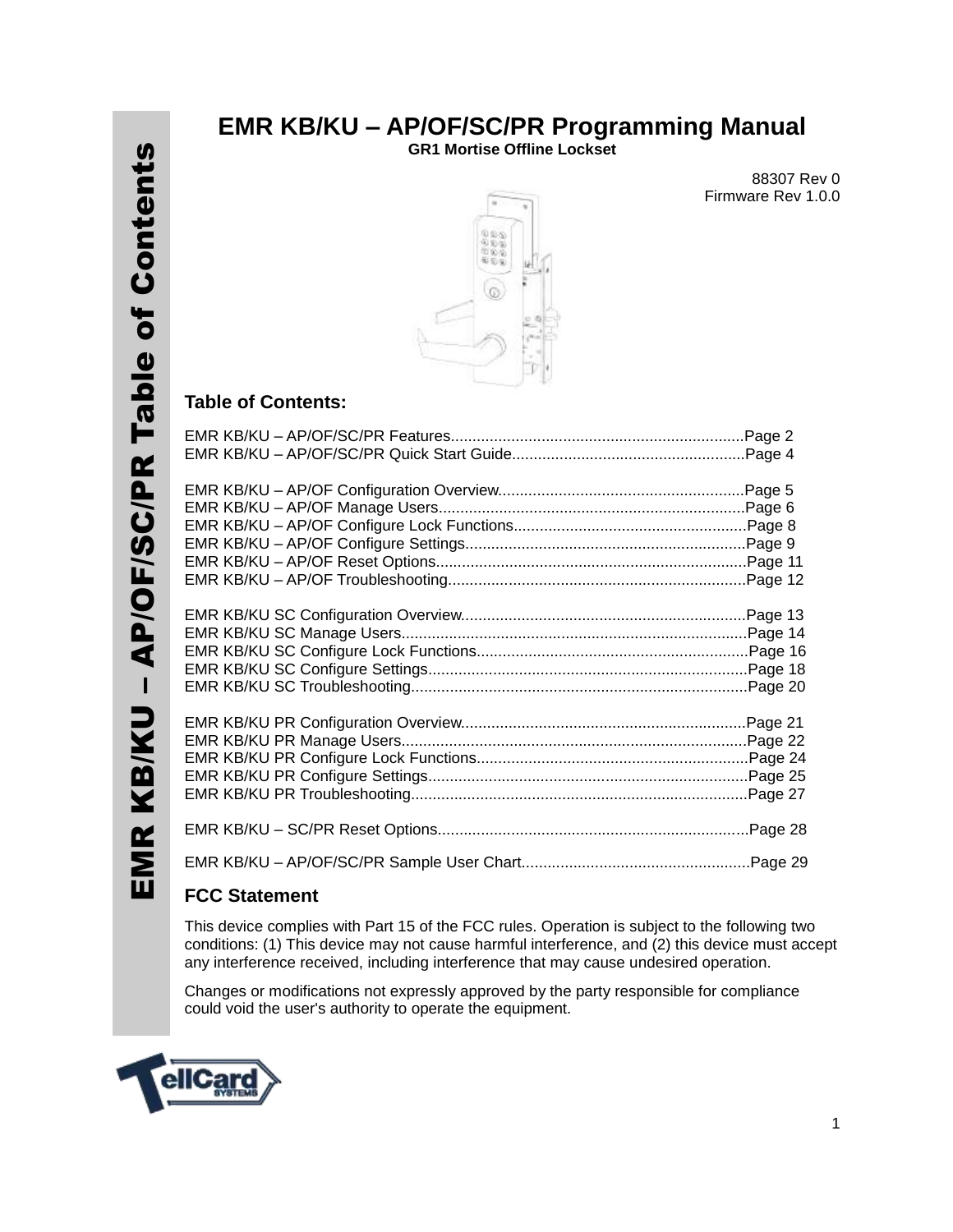# EMR KB/KU – AP/OF/SC/PR Programming Manual

**GR1 Mortise Offline Lockset**

88307 Rev 0
Firmware Rev 1.0.0

## Table of Contents:

EMR KB/KU – AP/OF/SC/PR Features....................................................................Page 2
EMR KB/KU – AP/OF/SC/PR Quick Start Guide......................................................Page 4

EMR KB/KU – AP/OF Configuration Overview.........................................................Page 5
EMR KB/KU – AP/OF Manage Users.......................................................................Page 6
EMR KB/KU – AP/OF Configure Lock Functions......................................................Page 8
EMR KB/KU – AP/OF Configure Settings.................................................................Page 9
EMR KB/KU – AP/OF Reset Options........................................................................Page 11
EMR KB/KU – AP/OF Troubleshooting.....................................................................Page 12

EMR KB/KU SC Configuration Overview..................................................................Page 13
EMR KB/KU SC Manage Users................................................................................Page 14
EMR KB/KU SC Configure Lock Functions...............................................................Page 16
EMR KB/KU SC Configure Settings..........................................................................Page 18
EMR KB/KU SC Troubleshooting..............................................................................Page 20

EMR KB/KU PR Configuration Overview..................................................................Page 21
EMR KB/KU PR Manage Users................................................................................Page 22
EMR KB/KU PR Configure Lock Functions...............................................................Page 24
EMR KB/KU PR Configure Settings..........................................................................Page 25
EMR KB/KU PR Troubleshooting..............................................................................Page 27

EMR KB/KU – SC/PR Reset Options........................................................................Page 28

EMR KB/KU – AP/OF/SC/PR Sample User Chart.....................................................Page 29

## FCC Statement

This device complies with Part 15 of the FCC rules. Operation is subject to the following two conditions: (1) This device may not cause harmful interference, and (2) this device must accept any interference received, including interference that may cause undesired operation.

Changes or modifications not expressly approved by the party responsible for compliance could void the user's authority to operate the equipment.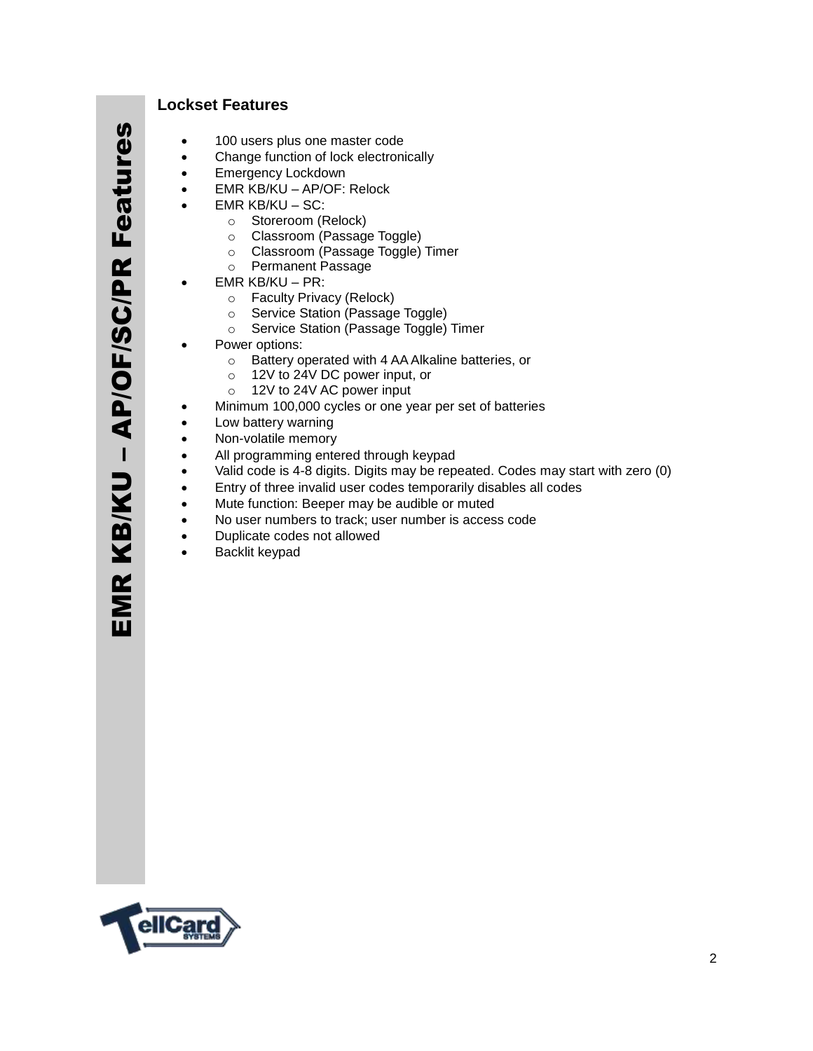## Lockset Features

- 100 users plus one master code
- Change function of lock electronically
- Emergency Lockdown
- EMR KB/KU – AP/OF: Relock
- EMR KB/KU – SC:
  - Storeroom (Relock)
  - Classroom (Passage Toggle)
  - Classroom (Passage Toggle) Timer
  - Permanent Passage
- EMR KB/KU – PR:
  - Faculty Privacy (Relock)
  - Service Station (Passage Toggle)
  - Service Station (Passage Toggle) Timer
- Power options:
  - Battery operated with 4 AA Alkaline batteries, or
  - 12V to 24V DC power input, or
  - 12V to 24V AC power input
- Minimum 100,000 cycles or one year per set of batteries
- Low battery warning
- Non-volatile memory
- All programming entered through keypad
- Valid code is 4-8 digits. Digits may be repeated. Codes may start with zero (0)
- Entry of three invalid user codes temporarily disables all codes
- Mute function: Beeper may be audible or muted
- No user numbers to track; user number is access code
- Duplicate codes not allowed
- Backlit keypad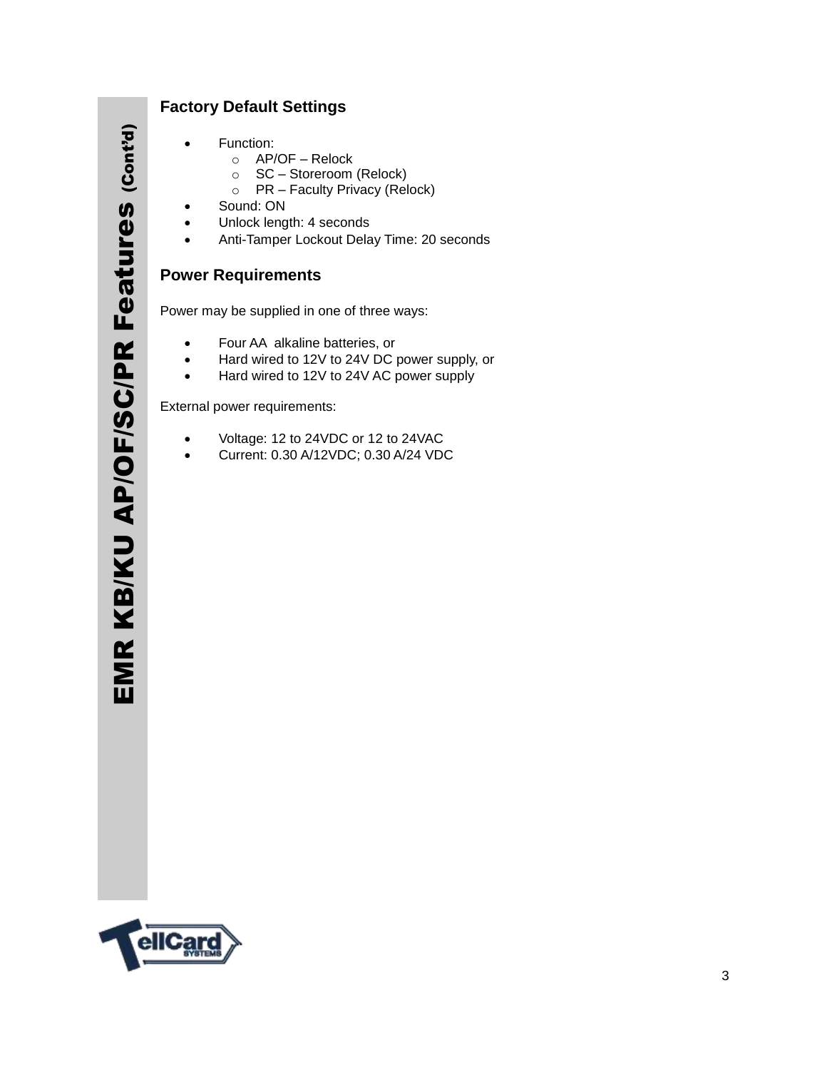## Factory Default Settings

- Function:
  - AP/OF – Relock
  - SC – Storeroom (Relock)
  - PR – Faculty Privacy (Relock)
- Sound: ON
- Unlock length: 4 seconds
- Anti-Tamper Lockout Delay Time: 20 seconds

## Power Requirements

Power may be supplied in one of three ways:

- Four AA alkaline batteries, or
- Hard wired to 12V to 24V DC power supply, or
- Hard wired to 12V to 24V AC power supply

External power requirements:

- Voltage: 12 to 24VDC or 12 to 24VAC
- Current: 0.30 A/12VDC; 0.30 A/24 VDC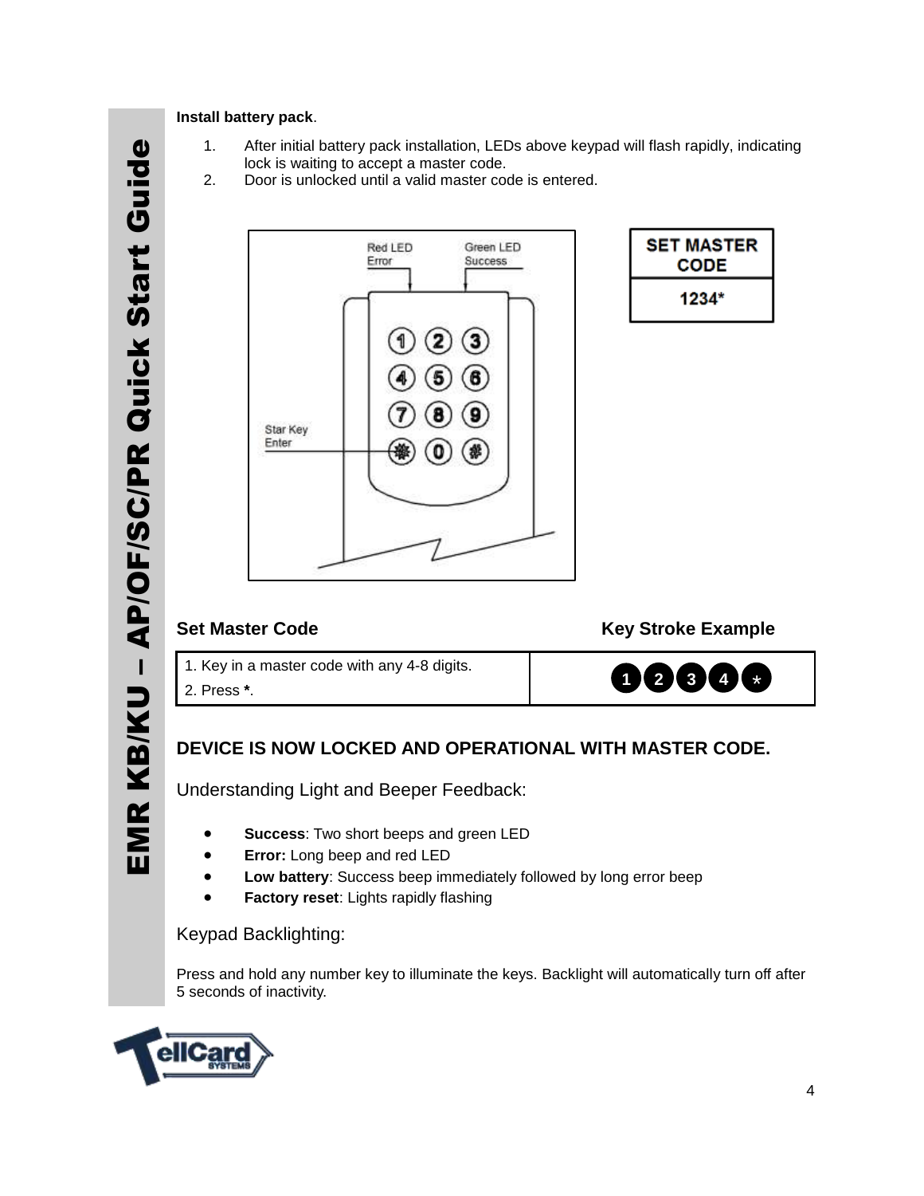**Install battery pack**.

1. After initial battery pack installation, LEDs above keypad will flash rapidly, indicating lock is waiting to accept a master code.
2. Door is unlocked until a valid master code is entered.

| SET MASTER CODE |
| --- |
| 1234* |

| Set Master Code | Key Stroke Example |
| --- | --- |
| 1. Key in a master code with any 4-8 digits.<br>2. Press **\***. | 1 2 3 4 * |

**DEVICE IS NOW LOCKED AND OPERATIONAL WITH MASTER CODE.**

Understanding Light and Beeper Feedback:

- **Success**: Two short beeps and green LED
- **Error:** Long beep and red LED
- **Low battery**: Success beep immediately followed by long error beep
- **Factory reset**: Lights rapidly flashing

Keypad Backlighting:

Press and hold any number key to illuminate the keys. Backlight will automatically turn off after 5 seconds of inactivity.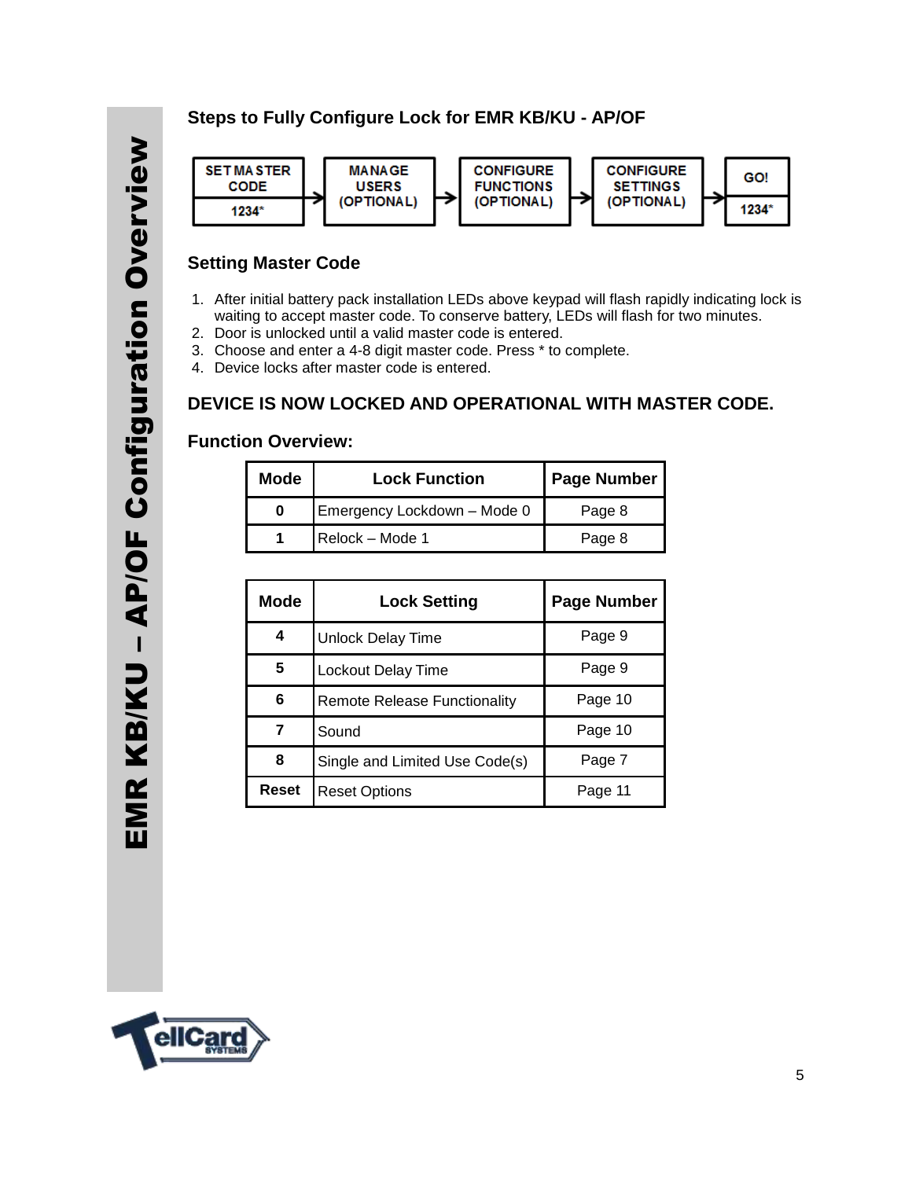## Steps to Fully Configure Lock for EMR KB/KU - AP/OF

SET MASTER CODE (1234*) → MANAGE USERS (OPTIONAL) → CONFIGURE FUNCTIONS (OPTIONAL) → CONFIGURE SETTINGS (OPTIONAL) → GO! (1234*)

## Setting Master Code

1. After initial battery pack installation LEDs above keypad will flash rapidly indicating lock is waiting to accept master code. To conserve battery, LEDs will flash for two minutes.
2. Door is unlocked until a valid master code is entered.
3. Choose and enter a 4-8 digit master code. Press * to complete.
4. Device locks after master code is entered.

## DEVICE IS NOW LOCKED AND OPERATIONAL WITH MASTER CODE.

## Function Overview:

| Mode | Lock Function | Page Number |
|---|---|---|
| 0 | Emergency Lockdown – Mode 0 | Page 8 |
| 1 | Relock – Mode 1 | Page 8 |

| Mode | Lock Setting | Page Number |
|---|---|---|
| 4 | Unlock Delay Time | Page 9 |
| 5 | Lockout Delay Time | Page 9 |
| 6 | Remote Release Functionality | Page 10 |
| 7 | Sound | Page 10 |
| 8 | Single and Limited Use Code(s) | Page 7 |
| Reset | Reset Options | Page 11 |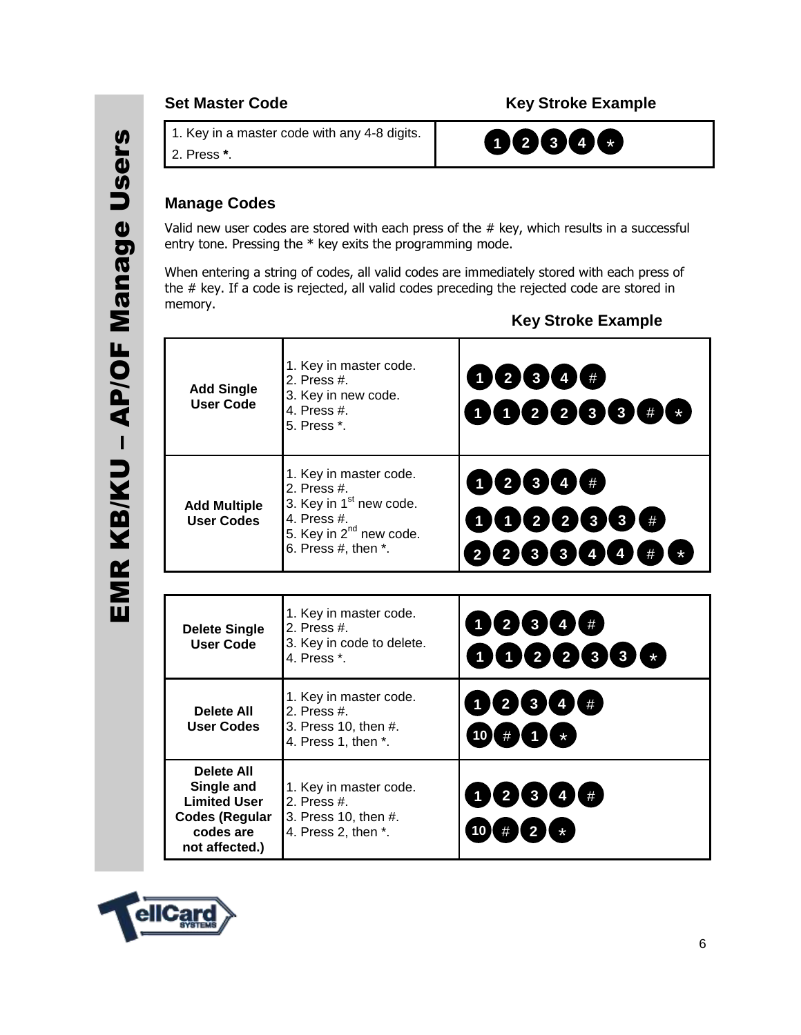## Set Master Code

| Set Master Code | Key Stroke Example |
|---|---|
| 1. Key in a master code with any 4-8 digits.<br>2. Press **\***. | 1 2 3 4 * |

## Manage Codes

Valid new user codes are stored with each press of the # key, which results in a successful entry tone. Pressing the * key exits the programming mode.

When entering a string of codes, all valid codes are immediately stored with each press of the # key. If a code is rejected, all valid codes preceding the rejected code are stored in memory.

| | | Key Stroke Example |
|---|---|---|
| **Add Single User Code** | 1. Key in master code.<br>2. Press #.<br>3. Key in new code.<br>4. Press #.<br>5. Press *. | 1 2 3 4 #<br>1 1 2 2 3 3 # * |
| **Add Multiple User Codes** | 1. Key in master code.<br>2. Press #.<br>3. Key in 1st new code.<br>4. Press #.<br>5. Key in 2nd new code.<br>6. Press #, then *. | 1 2 3 4 #<br>1 1 2 2 3 3 #<br>2 2 3 3 4 4 # * |

| | | |
|---|---|---|
| **Delete Single User Code** | 1. Key in master code.<br>2. Press #.<br>3. Key in code to delete.<br>4. Press *. | 1 2 3 4 #<br>1 1 2 2 3 3 * |
| **Delete All User Codes** | 1. Key in master code.<br>2. Press #.<br>3. Press 10, then #.<br>4. Press 1, then *. | 1 2 3 4 #<br>10 # 1 * |
| **Delete All Single and Limited User Codes (Regular codes are not affected.)** | 1. Key in master code.<br>2. Press #.<br>3. Press 10, then #.<br>4. Press 2, then *. | 1 2 3 4 #<br>10 # 2 * |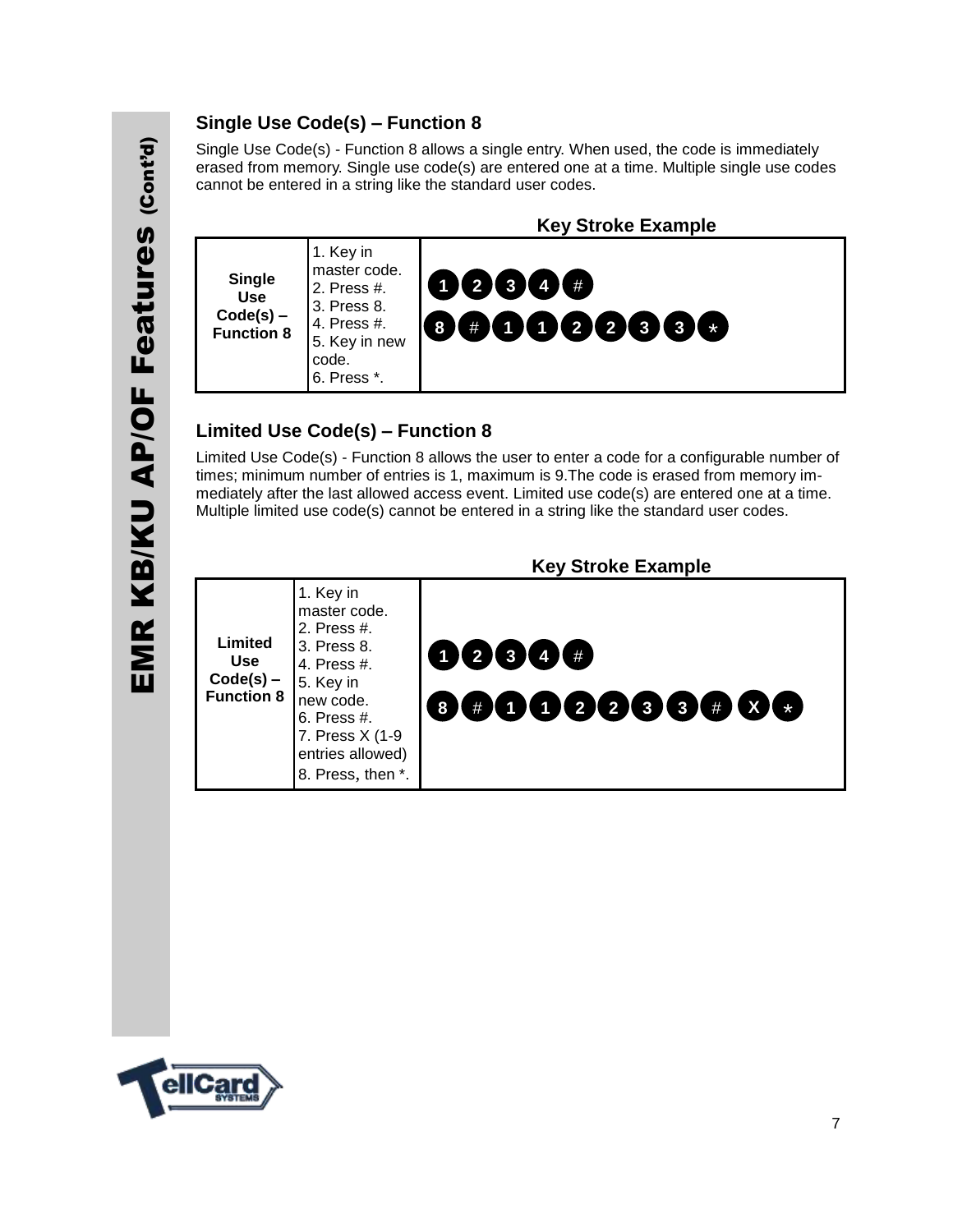## Single Use Code(s) – Function 8

Single Use Code(s) - Function 8 allows a single entry. When used, the code is immediately erased from memory. Single use code(s) are entered one at a time. Multiple single use codes cannot be entered in a string like the standard user codes.

| | | Key Stroke Example |
|---|---|---|
| **Single Use Code(s) – Function 8** | 1. Key in master code.<br>2. Press #.<br>3. Press 8.<br>4. Press #.<br>5. Key in new code.<br>6. Press *. | 1 2 3 4 #<br>8 # 1 1 2 2 3 3 * |

## Limited Use Code(s) – Function 8

Limited Use Code(s) - Function 8 allows the user to enter a code for a configurable number of times; minimum number of entries is 1, maximum is 9.The code is erased from memory immediately after the last allowed access event. Limited use code(s) are entered one at a time. Multiple limited use code(s) cannot be entered in a string like the standard user codes.

| | | Key Stroke Example |
|---|---|---|
| **Limited Use Code(s) – Function 8** | 1. Key in master code.<br>2. Press #.<br>3. Press 8.<br>4. Press #.<br>5. Key in new code.<br>6. Press #.<br>7. Press X (1-9 entries allowed)<br>8. Press, then *. | 1 2 3 4 #<br>8 # 1 1 2 2 3 3 # X * |

EMR KB/KU AP/OF Features (Cont'd)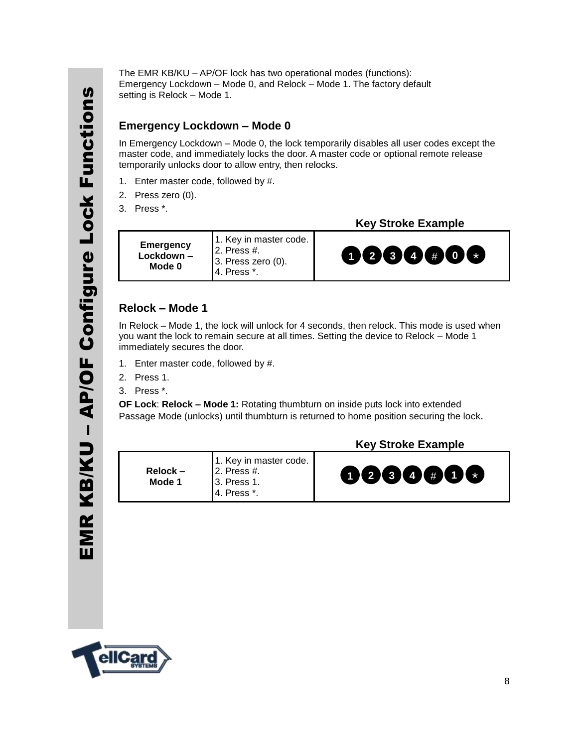# EMR KB/KU – AP/OF Configure Lock Functions

The EMR KB/KU – AP/OF lock has two operational modes (functions): Emergency Lockdown – Mode 0, and Relock – Mode 1. The factory default setting is Relock – Mode 1.

## Emergency Lockdown – Mode 0

In Emergency Lockdown – Mode 0, the lock temporarily disables all user codes except the master code, and immediately locks the door. A master code or optional remote release temporarily unlocks door to allow entry, then relocks.

1. Enter master code, followed by #.
2. Press zero (0).
3. Press *.

**Key Stroke Example**

| | | |
|---|---|---|
| **Emergency Lockdown – Mode 0** | 1. Key in master code. 2. Press #. 3. Press zero (0). 4. Press *. | 1 2 3 4 # 0 * |

## Relock – Mode 1

In Relock – Mode 1, the lock will unlock for 4 seconds, then relock. This mode is used when you want the lock to remain secure at all times. Setting the device to Relock – Mode 1 immediately secures the door.

1. Enter master code, followed by #.
2. Press 1.
3. Press *.

**OF Lock**: **Relock – Mode 1:** Rotating thumbturn on inside puts lock into extended Passage Mode (unlocks) until thumbturn is returned to home position securing the lock**.**

**Key Stroke Example**

| | | |
|---|---|---|
| **Relock – Mode 1** | 1. Key in master code. 2. Press #. 3. Press 1. 4. Press *. | 1 2 3 4 # 1 * |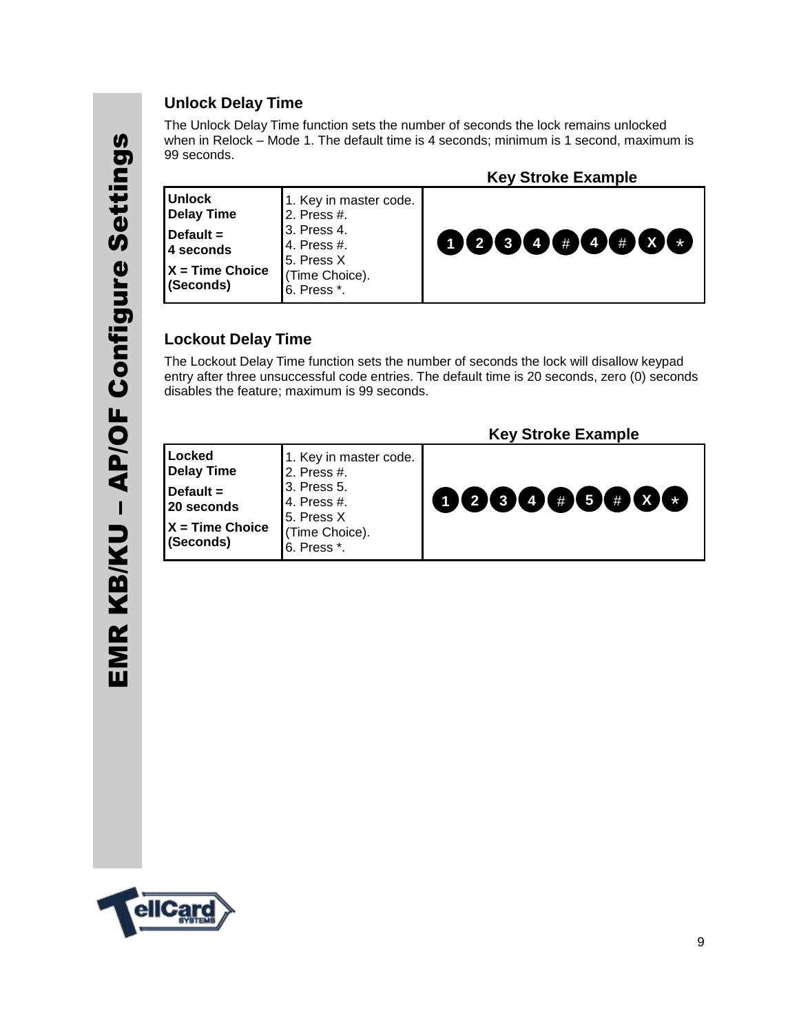## Unlock Delay Time

The Unlock Delay Time function sets the number of seconds the lock remains unlocked when in Relock – Mode 1. The default time is 4 seconds; minimum is 1 second, maximum is 99 seconds.

| | | Key Stroke Example |
|---|---|---|
| **Unlock Delay Time**<br>**Default = 4 seconds**<br>**X = Time Choice (Seconds)** | 1. Key in master code.<br>2. Press #.<br>3. Press 4.<br>4. Press #.<br>5. Press X (Time Choice).<br>6. Press *. | 1 2 3 4 # 4 # X * |

## Lockout Delay Time

The Lockout Delay Time function sets the number of seconds the lock will disallow keypad entry after three unsuccessful code entries. The default time is 20 seconds, zero (0) seconds disables the feature; maximum is 99 seconds.

| | | Key Stroke Example |
|---|---|---|
| **Locked Delay Time**<br>**Default = 20 seconds**<br>**X = Time Choice (Seconds)** | 1. Key in master code.<br>2. Press #.<br>3. Press 5.<br>4. Press #.<br>5. Press X (Time Choice).<br>6. Press *. | 1 2 3 4 # 5 # X * |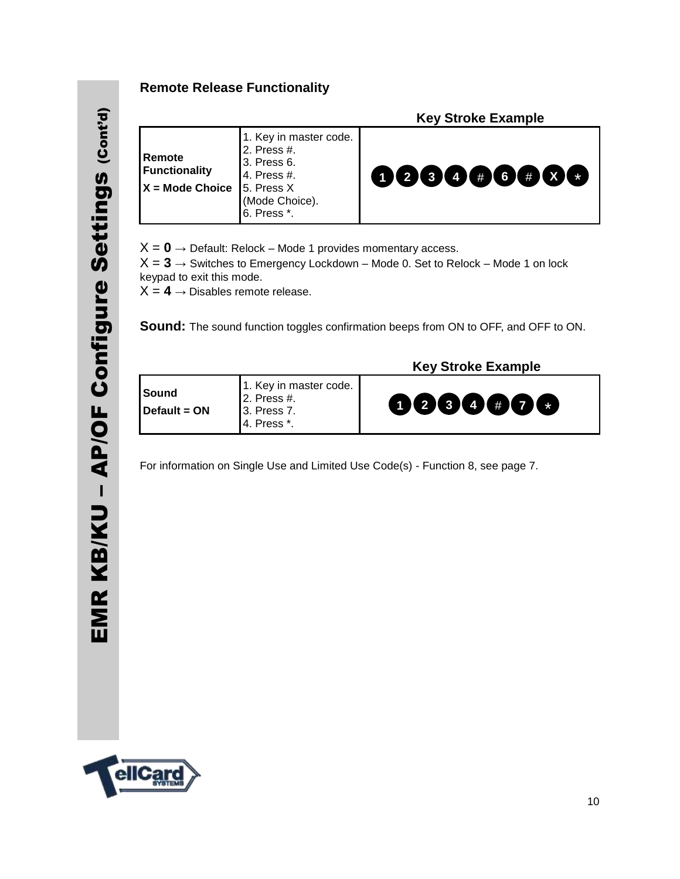## Remote Release Functionality

| | | Key Stroke Example |
|---|---|---|
| **Remote Functionality**<br>**X = Mode Choice** | 1. Key in master code.<br>2. Press #.<br>3. Press 6.<br>4. Press #.<br>5. Press X (Mode Choice).<br>6. Press *. | 1 2 3 4 # 6 # X * |

X = **0** → Default: Relock – Mode 1 provides momentary access.
X = **3** → Switches to Emergency Lockdown – Mode 0. Set to Relock – Mode 1 on lock keypad to exit this mode.
X = **4** → Disables remote release.

**Sound:** The sound function toggles confirmation beeps from ON to OFF, and OFF to ON.

| | | Key Stroke Example |
|---|---|---|
| **Sound**<br>**Default = ON** | 1. Key in master code.<br>2. Press #.<br>3. Press 7.<br>4. Press *. | 1 2 3 4 # 7 * |

For information on Single Use and Limited Use Code(s) - Function 8, see page 7.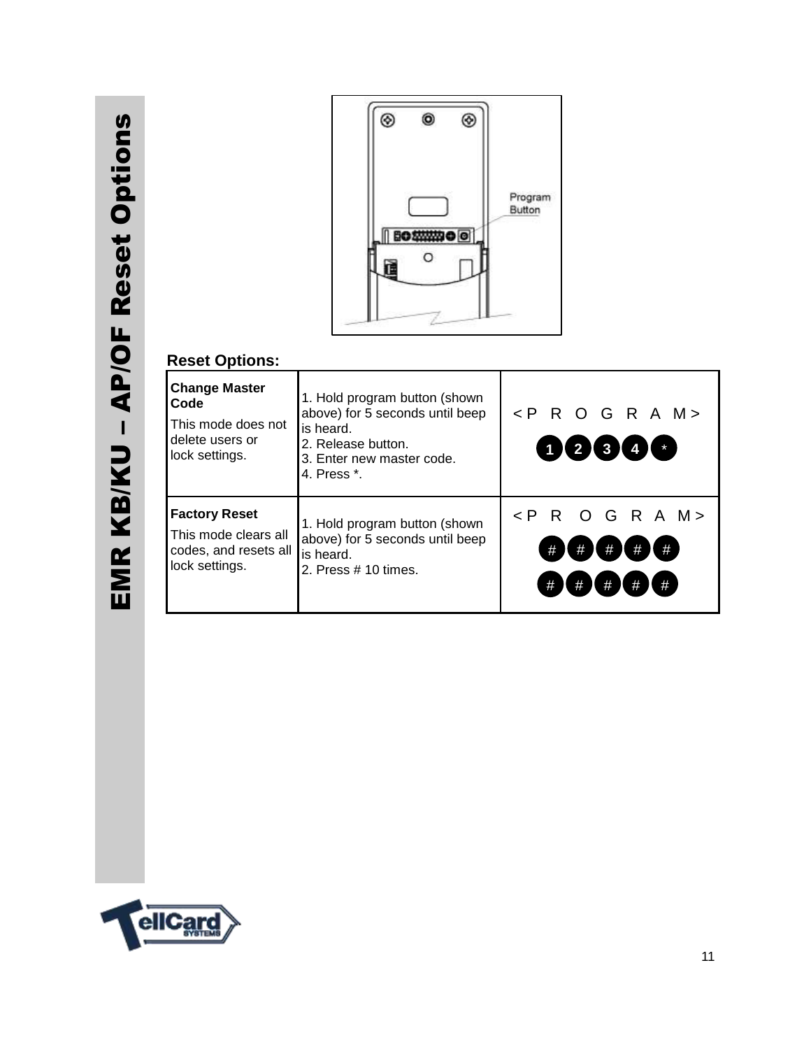Program Button

## Reset Options:

| | | |
|---|---|---|
| **Change Master Code**<br>This mode does not delete users or lock settings. | 1. Hold program button (shown above) for 5 seconds until beep is heard.<br>2. Release button.<br>3. Enter new master code.<br>4. Press *. | <P R O G R A M><br>1 2 3 4 * |
| **Factory Reset**<br>This mode clears all codes, and resets all lock settings. | 1. Hold program button (shown above) for 5 seconds until beep is heard.<br>2. Press # 10 times. | <P R O G R A M><br># # # # #<br># # # # # |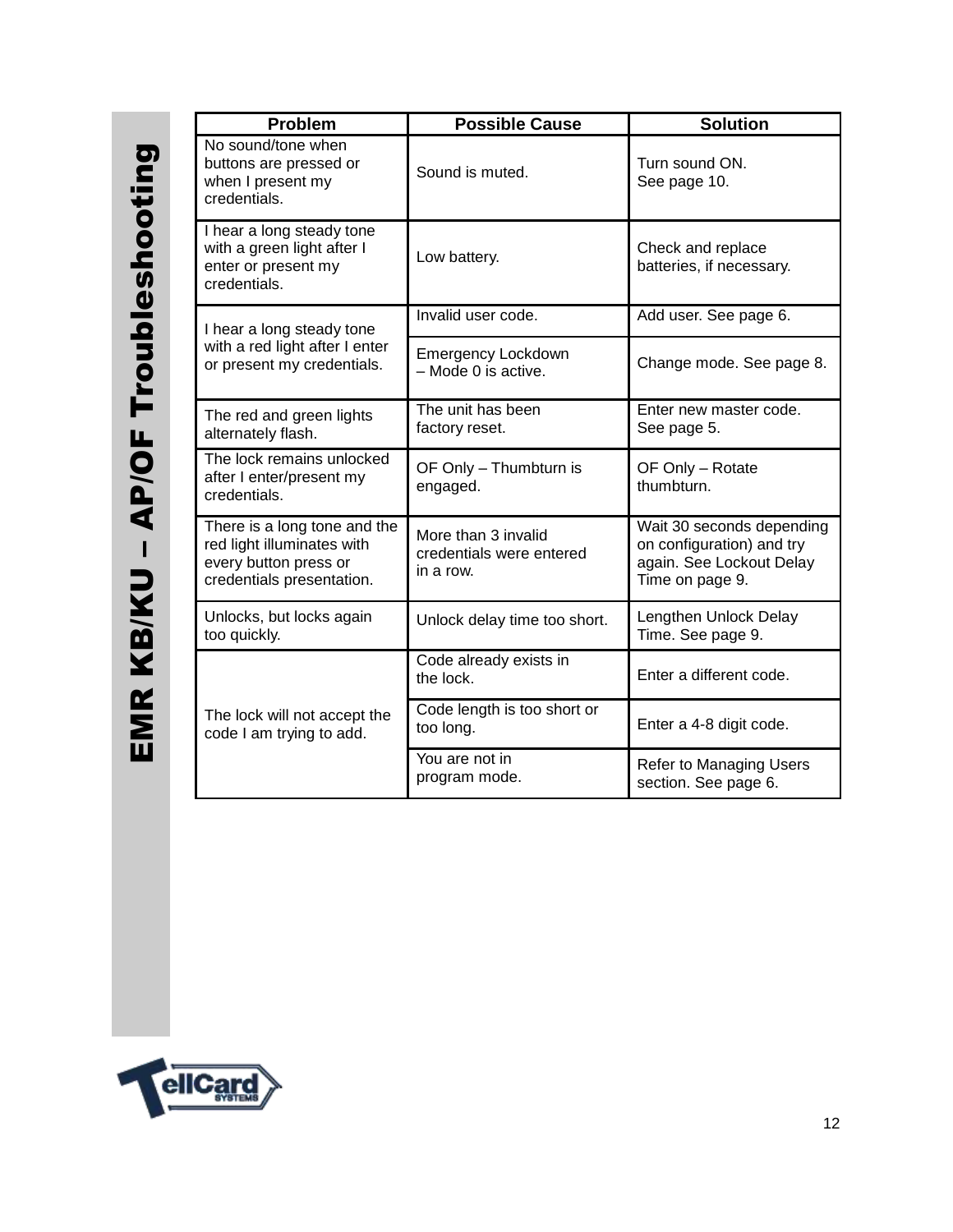# EMR KB/KU – AP/OF Troubleshooting

| Problem | Possible Cause | Solution |
|---|---|---|
| No sound/tone when buttons are pressed or when I present my credentials. | Sound is muted. | Turn sound ON. See page 10. |
| I hear a long steady tone with a green light after I enter or present my credentials. | Low battery. | Check and replace batteries, if necessary. |
| I hear a long steady tone with a red light after I enter or present my credentials. | Invalid user code. | Add user. See page 6. |
| | Emergency Lockdown – Mode 0 is active. | Change mode. See page 8. |
| The red and green lights alternately flash. | The unit has been factory reset. | Enter new master code. See page 5. |
| The lock remains unlocked after I enter/present my credentials. | OF Only – Thumbturn is engaged. | OF Only – Rotate thumbturn. |
| There is a long tone and the red light illuminates with every button press or credentials presentation. | More than 3 invalid credentials were entered in a row. | Wait 30 seconds depending on configuration) and try again. See Lockout Delay Time on page 9. |
| Unlocks, but locks again too quickly. | Unlock delay time too short. | Lengthen Unlock Delay Time. See page 9. |
| The lock will not accept the code I am trying to add. | Code already exists in the lock. | Enter a different code. |
| | Code length is too short or too long. | Enter a 4-8 digit code. |
| | You are not in program mode. | Refer to Managing Users section. See page 6. |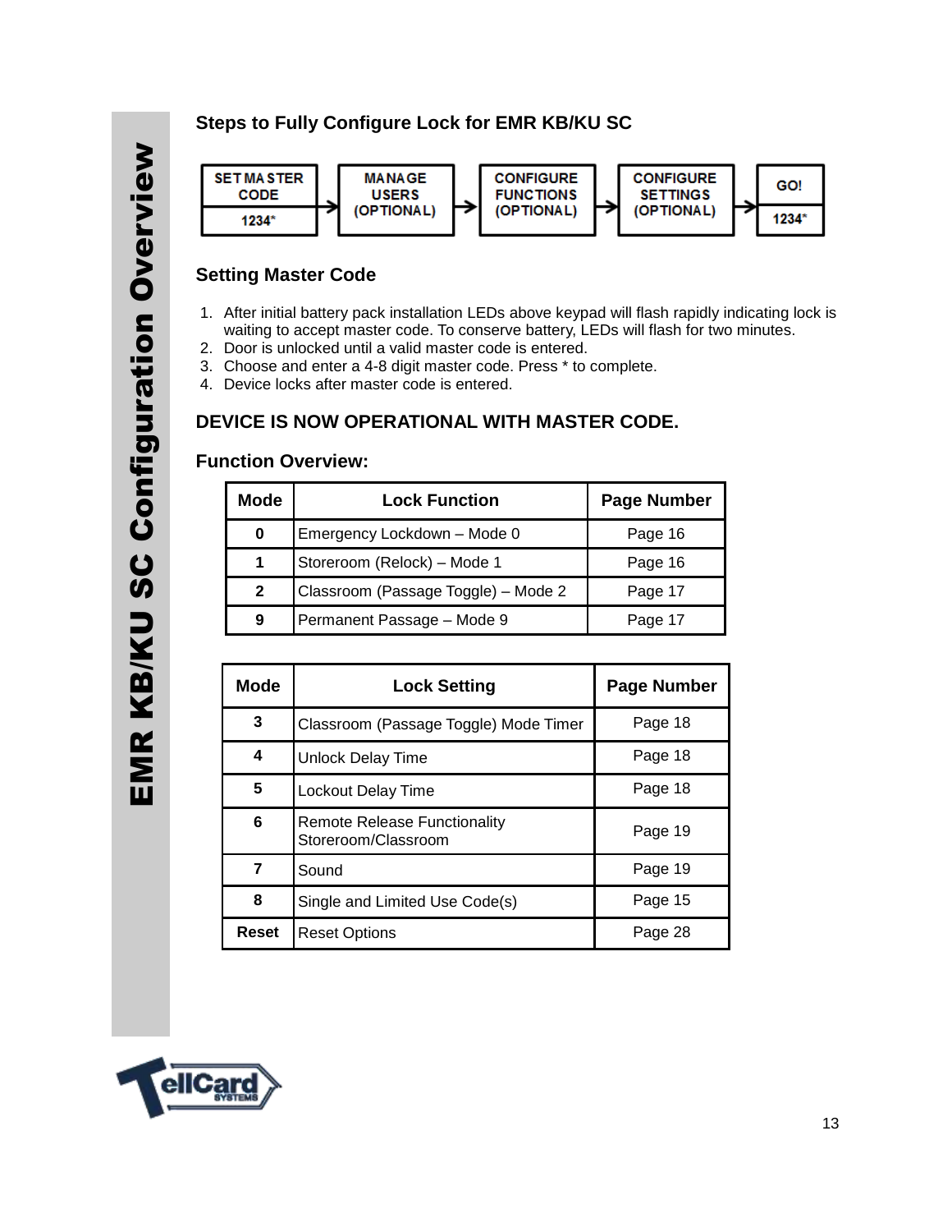## Steps to Fully Configure Lock for EMR KB/KU SC

SET MASTER CODE (1234*) → MANAGE USERS (OPTIONAL) → CONFIGURE FUNCTIONS (OPTIONAL) → CONFIGURE SETTINGS (OPTIONAL) → GO! (1234*)

## Setting Master Code

1. After initial battery pack installation LEDs above keypad will flash rapidly indicating lock is waiting to accept master code. To conserve battery, LEDs will flash for two minutes.
2. Door is unlocked until a valid master code is entered.
3. Choose and enter a 4-8 digit master code. Press * to complete.
4. Device locks after master code is entered.

## DEVICE IS NOW OPERATIONAL WITH MASTER CODE.

### Function Overview:

| Mode | Lock Function | Page Number |
|---|---|---|
| 0 | Emergency Lockdown – Mode 0 | Page 16 |
| 1 | Storeroom (Relock) – Mode 1 | Page 16 |
| 2 | Classroom (Passage Toggle) – Mode 2 | Page 17 |
| 9 | Permanent Passage – Mode 9 | Page 17 |

| Mode | Lock Setting | Page Number |
|---|---|---|
| 3 | Classroom (Passage Toggle) Mode Timer | Page 18 |
| 4 | Unlock Delay Time | Page 18 |
| 5 | Lockout Delay Time | Page 18 |
| 6 | Remote Release Functionality Storeroom/Classroom | Page 19 |
| 7 | Sound | Page 19 |
| 8 | Single and Limited Use Code(s) | Page 15 |
| Reset | Reset Options | Page 28 |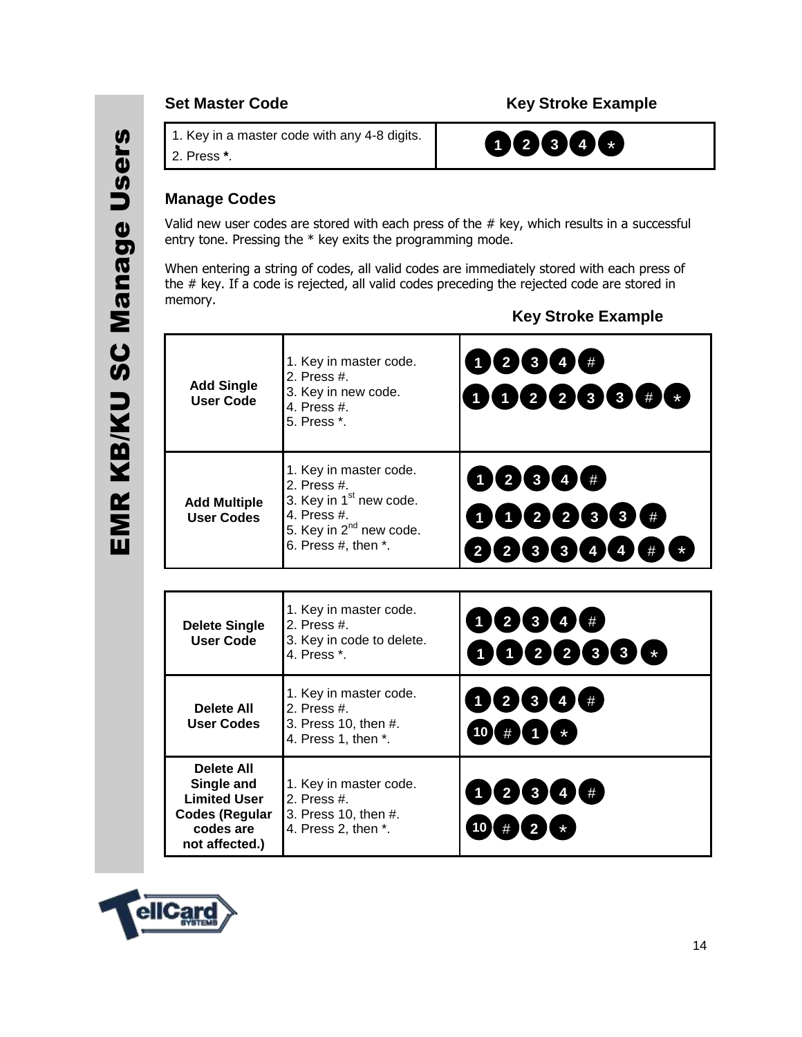## Set Master Code

| Set Master Code | Key Stroke Example |
|---|---|
| 1. Key in a master code with any 4-8 digits.<br>2. Press *. | 1 2 3 4 * |

## Manage Codes

Valid new user codes are stored with each press of the # key, which results in a successful entry tone. Pressing the * key exits the programming mode.

When entering a string of codes, all valid codes are immediately stored with each press of the # key. If a code is rejected, all valid codes preceding the rejected code are stored in memory.

| | | Key Stroke Example |
|---|---|---|
| **Add Single User Code** | 1. Key in master code.<br>2. Press #.<br>3. Key in new code.<br>4. Press #.<br>5. Press *. | 1 2 3 4 #<br>1 1 2 2 3 3 # * |
| **Add Multiple User Codes** | 1. Key in master code.<br>2. Press #.<br>3. Key in 1st new code.<br>4. Press #.<br>5. Key in 2nd new code.<br>6. Press #, then *. | 1 2 3 4 #<br>1 1 2 2 3 3 #<br>2 2 3 3 4 4 # * |

| | | |
|---|---|---|
| **Delete Single User Code** | 1. Key in master code.<br>2. Press #.<br>3. Key in code to delete.<br>4. Press *. | 1 2 3 4 #<br>1 1 2 2 3 3 * |
| **Delete All User Codes** | 1. Key in master code.<br>2. Press #.<br>3. Press 10, then #.<br>4. Press 1, then *. | 1 2 3 4 #<br>10 # 1 * |
| **Delete All Single and Limited User Codes (Regular codes are not affected.)** | 1. Key in master code.<br>2. Press #.<br>3. Press 10, then #.<br>4. Press 2, then *. | 1 2 3 4 #<br>10 # 2 * |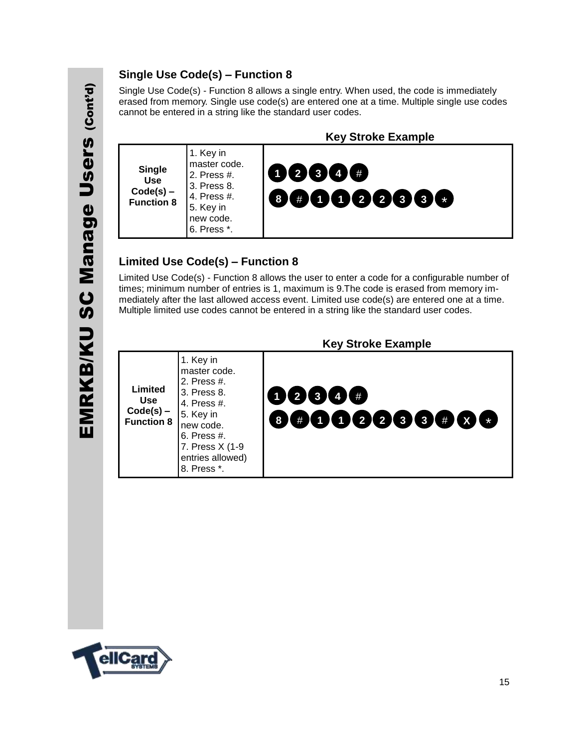## Single Use Code(s) – Function 8

Single Use Code(s) - Function 8 allows a single entry. When used, the code is immediately erased from memory. Single use code(s) are entered one at a time. Multiple single use codes cannot be entered in a string like the standard user codes.

| | | Key Stroke Example |
|---|---|---|
| **Single Use Code(s) – Function 8** | 1. Key in master code.<br>2. Press #.<br>3. Press 8.<br>4. Press #.<br>5. Key in new code.<br>6. Press *. | 1 2 3 4 #<br>8 # 1 1 2 2 3 3 * |

## Limited Use Code(s) – Function 8

Limited Use Code(s) - Function 8 allows the user to enter a code for a configurable number of times; minimum number of entries is 1, maximum is 9.The code is erased from memory immediately after the last allowed access event. Limited use code(s) are entered one at a time. Multiple limited use codes cannot be entered in a string like the standard user codes.

| | | Key Stroke Example |
|---|---|---|
| **Limited Use Code(s) – Function 8** | 1. Key in master code.<br>2. Press #.<br>3. Press 8.<br>4. Press #.<br>5. Key in new code.<br>6. Press #.<br>7. Press X (1-9 entries allowed)<br>8. Press *. | 1 2 3 4 #<br>8 # 1 1 2 2 3 3 # X * |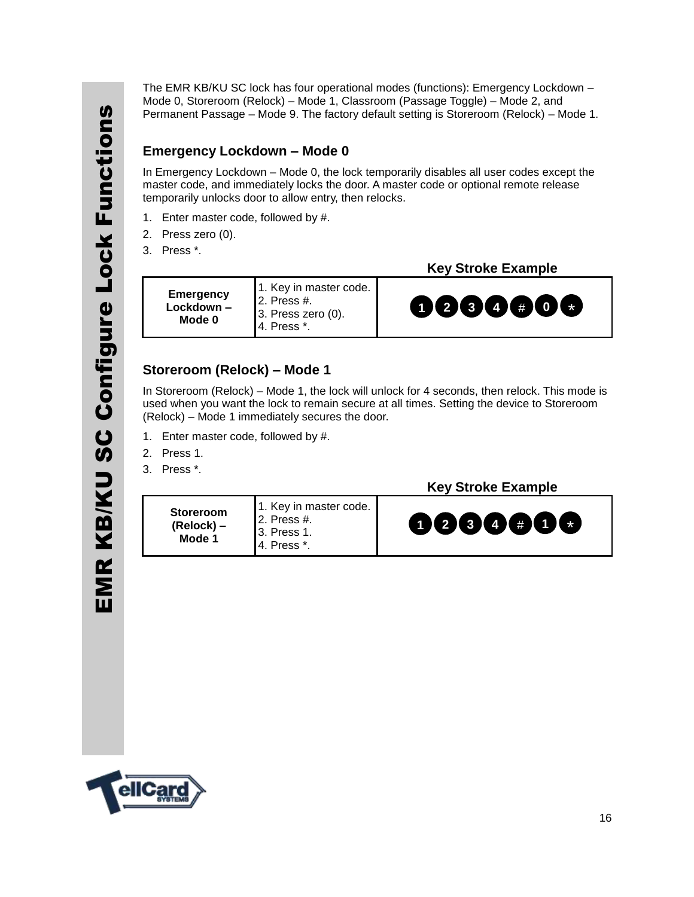# EMR KB/KU SC Configure Lock Functions

The EMR KB/KU SC lock has four operational modes (functions): Emergency Lockdown – Mode 0, Storeroom (Relock) – Mode 1, Classroom (Passage Toggle) – Mode 2, and Permanent Passage – Mode 9. The factory default setting is Storeroom (Relock) – Mode 1.

## Emergency Lockdown – Mode 0

In Emergency Lockdown – Mode 0, the lock temporarily disables all user codes except the master code, and immediately locks the door. A master code or optional remote release temporarily unlocks door to allow entry, then relocks.

1. Enter master code, followed by #.
2. Press zero (0).
3. Press *.

| | | Key Stroke Example |
|---|---|---|
| **Emergency Lockdown – Mode 0** | 1. Key in master code.<br>2. Press #.<br>3. Press zero (0).<br>4. Press *. | 1 2 3 4 # 0 * |

## Storeroom (Relock) – Mode 1

In Storeroom (Relock) – Mode 1, the lock will unlock for 4 seconds, then relock. This mode is used when you want the lock to remain secure at all times. Setting the device to Storeroom (Relock) – Mode 1 immediately secures the door.

1. Enter master code, followed by #.
2. Press 1.
3. Press *.

| | | Key Stroke Example |
|---|---|---|
| **Storeroom (Relock) – Mode 1** | 1. Key in master code.<br>2. Press #.<br>3. Press 1.<br>4. Press *. | 1 2 3 4 # 1 * |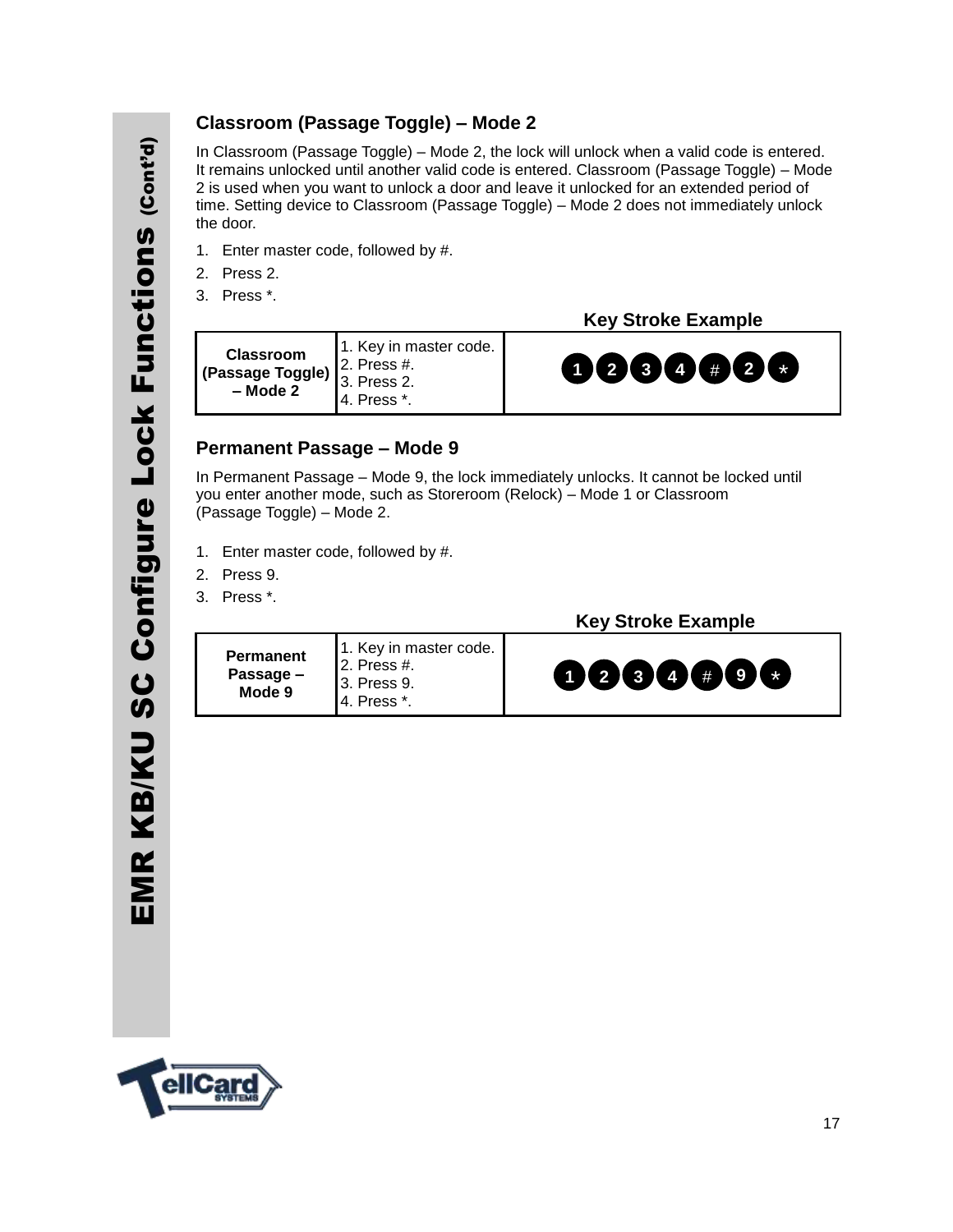## Classroom (Passage Toggle) – Mode 2

In Classroom (Passage Toggle) – Mode 2, the lock will unlock when a valid code is entered. It remains unlocked until another valid code is entered. Classroom (Passage Toggle) – Mode 2 is used when you want to unlock a door and leave it unlocked for an extended period of time. Setting device to Classroom (Passage Toggle) – Mode 2 does not immediately unlock the door.

1. Enter master code, followed by #.
2. Press 2.
3. Press *.

**Key Stroke Example**

| | | |
|---|---|---|
| **Classroom (Passage Toggle) – Mode 2** | 1. Key in master code.<br>2. Press #.<br>3. Press 2.<br>4. Press *. | 1 2 3 4 # 2 * |

## Permanent Passage – Mode 9

In Permanent Passage – Mode 9, the lock immediately unlocks. It cannot be locked until you enter another mode, such as Storeroom (Relock) – Mode 1 or Classroom (Passage Toggle) – Mode 2.

1. Enter master code, followed by #.
2. Press 9.
3. Press *.

**Key Stroke Example**

| | | |
|---|---|---|
| **Permanent Passage – Mode 9** | 1. Key in master code.<br>2. Press #.<br>3. Press 9.<br>4. Press *. | 1 2 3 4 # 9 * |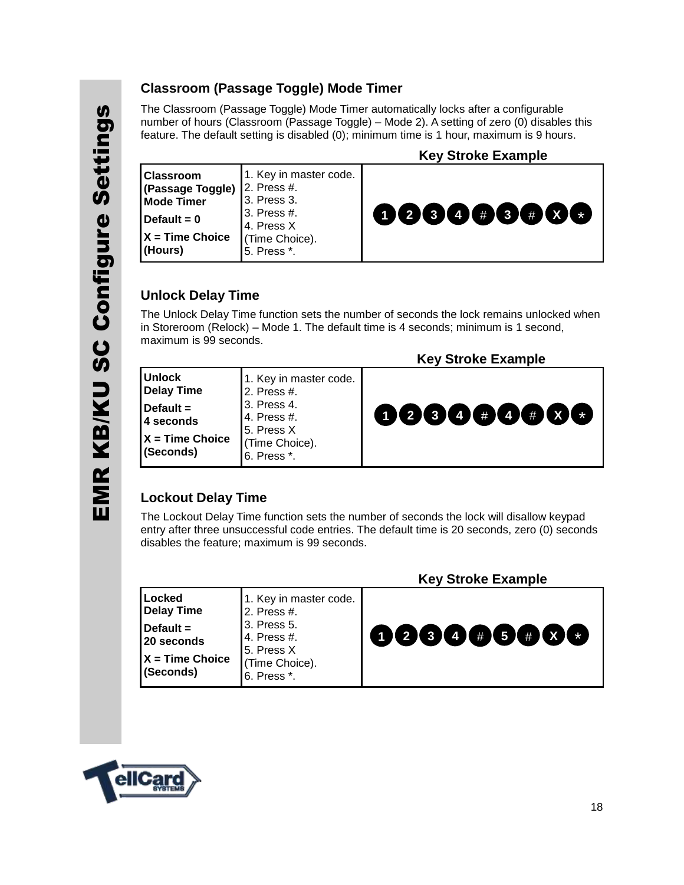## Classroom (Passage Toggle) Mode Timer

The Classroom (Passage Toggle) Mode Timer automatically locks after a configurable number of hours (Classroom (Passage Toggle) – Mode 2). A setting of zero (0) disables this feature. The default setting is disabled (0); minimum time is 1 hour, maximum is 9 hours.

| | | Key Stroke Example |
|---|---|---|
| **Classroom (Passage Toggle) Mode Timer**<br>**Default = 0**<br>**X = Time Choice (Hours)** | 1. Key in master code.<br>2. Press #.<br>3. Press 3.<br>3. Press #.<br>4. Press X (Time Choice).<br>5. Press *. | 1 2 3 4 # 3 # X * |

## Unlock Delay Time

The Unlock Delay Time function sets the number of seconds the lock remains unlocked when in Storeroom (Relock) – Mode 1. The default time is 4 seconds; minimum is 1 second, maximum is 99 seconds.

| | | Key Stroke Example |
|---|---|---|
| **Unlock Delay Time**<br>**Default = 4 seconds**<br>**X = Time Choice (Seconds)** | 1. Key in master code.<br>2. Press #.<br>3. Press 4.<br>4. Press #.<br>5. Press X (Time Choice).<br>6. Press *. | 1 2 3 4 # 4 # X * |

## Lockout Delay Time

The Lockout Delay Time function sets the number of seconds the lock will disallow keypad entry after three unsuccessful code entries. The default time is 20 seconds, zero (0) seconds disables the feature; maximum is 99 seconds.

| | | Key Stroke Example |
|---|---|---|
| **Locked Delay Time**<br>**Default = 20 seconds**<br>**X = Time Choice (Seconds)** | 1. Key in master code.<br>2. Press #.<br>3. Press 5.<br>4. Press #.<br>5. Press X (Time Choice).<br>6. Press *. | 1 2 3 4 # 5 # X * |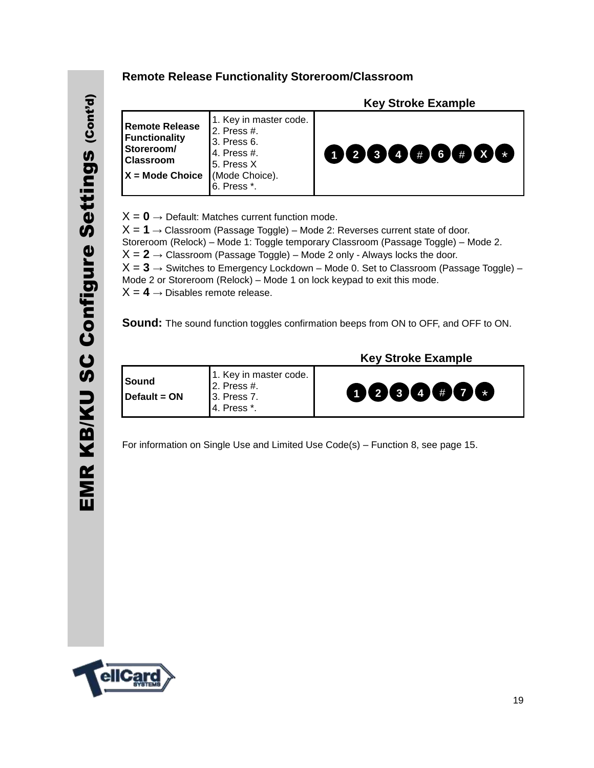## Remote Release Functionality Storeroom/Classroom

| | | Key Stroke Example |
|---|---|---|
| **Remote Release Functionality Storeroom/ Classroom**<br>**X = Mode Choice** | 1. Key in master code.<br>2. Press #.<br>3. Press 6.<br>4. Press #.<br>5. Press X (Mode Choice).<br>6. Press *. | 1 2 3 4 # 6 # X * |

X = **0** → Default: Matches current function mode.
X = **1** → Classroom (Passage Toggle) – Mode 2: Reverses current state of door.
Storeroom (Relock) – Mode 1: Toggle temporary Classroom (Passage Toggle) – Mode 2.
X = **2** → Classroom (Passage Toggle) – Mode 2 only - Always locks the door.
X = **3** → Switches to Emergency Lockdown – Mode 0. Set to Classroom (Passage Toggle) – Mode 2 or Storeroom (Relock) – Mode 1 on lock keypad to exit this mode.
X = **4** → Disables remote release.

**Sound:** The sound function toggles confirmation beeps from ON to OFF, and OFF to ON.

| | | Key Stroke Example |
|---|---|---|
| **Sound**<br>**Default = ON** | 1. Key in master code.<br>2. Press #.<br>3. Press 7.<br>4. Press *. | 1 2 3 4 # 7 * |

For information on Single Use and Limited Use Code(s) – Function 8, see page 15.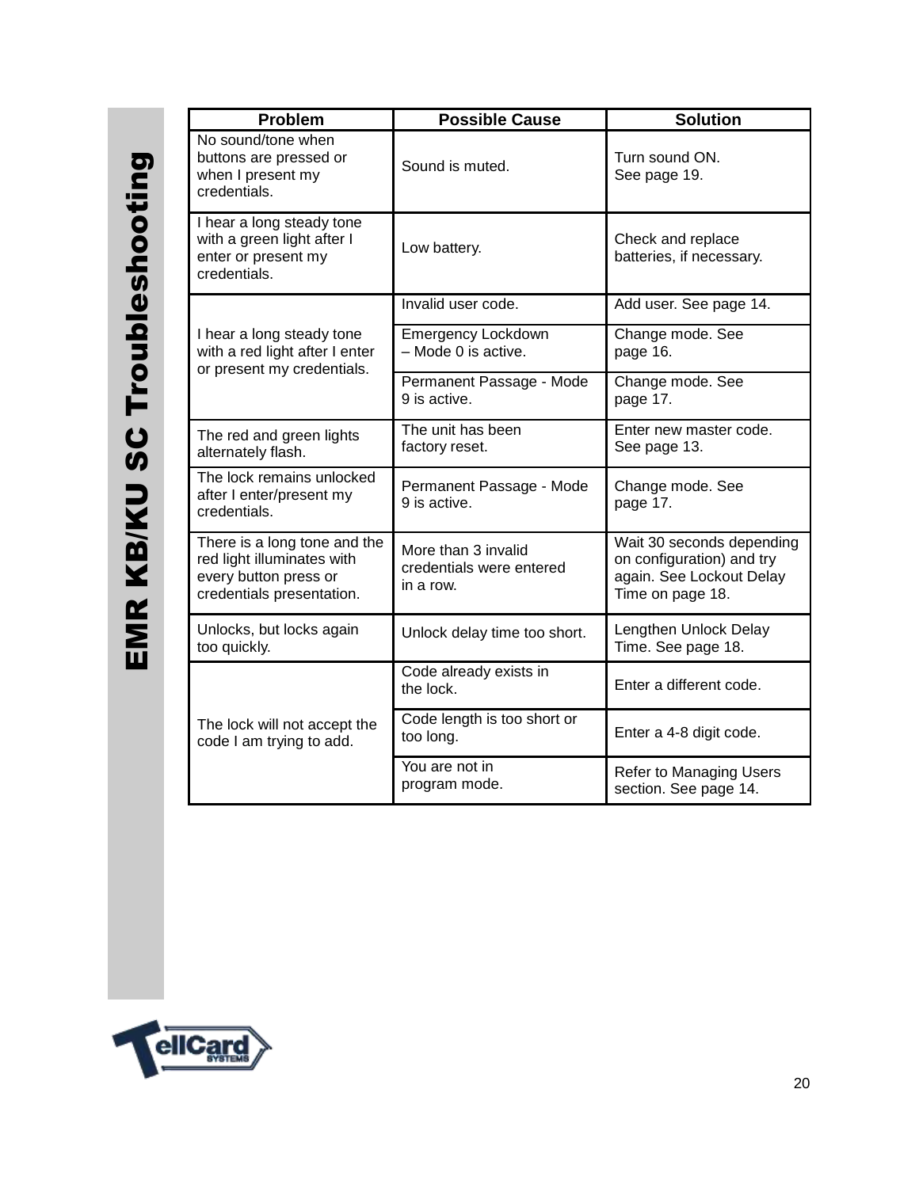# EMR KB/KU SC Troubleshooting

| Problem | Possible Cause | Solution |
|---|---|---|
| No sound/tone when buttons are pressed or when I present my credentials. | Sound is muted. | Turn sound ON. See page 19. |
| I hear a long steady tone with a green light after I enter or present my credentials. | Low battery. | Check and replace batteries, if necessary. |
| I hear a long steady tone with a red light after I enter or present my credentials. | Invalid user code. | Add user. See page 14. |
| | Emergency Lockdown – Mode 0 is active. | Change mode. See page 16. |
| | Permanent Passage - Mode 9 is active. | Change mode. See page 17. |
| The red and green lights alternately flash. | The unit has been factory reset. | Enter new master code. See page 13. |
| The lock remains unlocked after I enter/present my credentials. | Permanent Passage - Mode 9 is active. | Change mode. See page 17. |
| There is a long tone and the red light illuminates with every button press or credentials presentation. | More than 3 invalid credentials were entered in a row. | Wait 30 seconds depending on configuration) and try again. See Lockout Delay Time on page 18. |
| Unlocks, but locks again too quickly. | Unlock delay time too short. | Lengthen Unlock Delay Time. See page 18. |
| The lock will not accept the code I am trying to add. | Code already exists in the lock. | Enter a different code. |
| | Code length is too short or too long. | Enter a 4-8 digit code. |
| | You are not in program mode. | Refer to Managing Users section. See page 14. |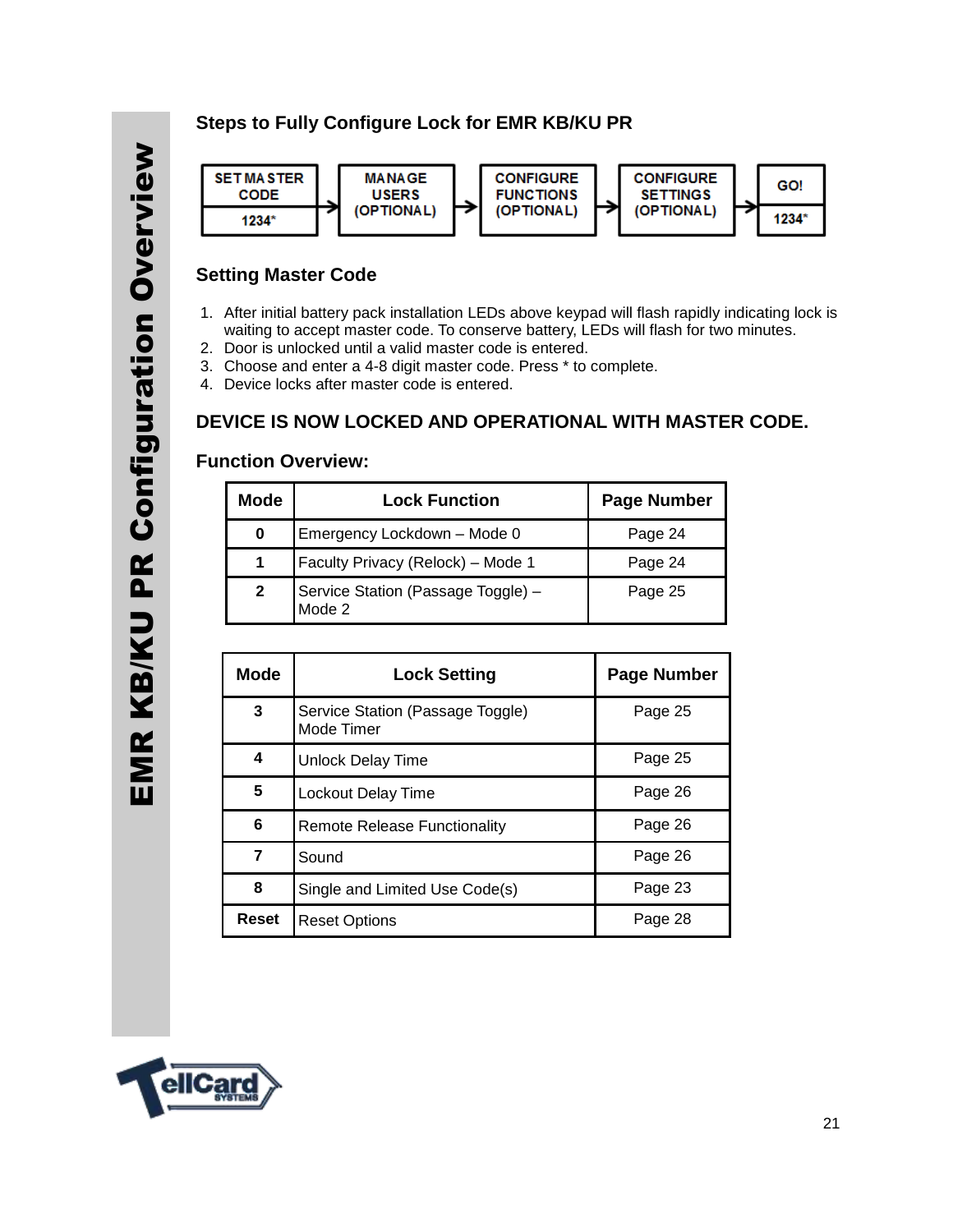# EMR KB/KU PR Configuration Overview

## Steps to Fully Configure Lock for EMR KB/KU PR

SET MASTER CODE (1234*) → MANAGE USERS (OPTIONAL) → CONFIGURE FUNCTIONS (OPTIONAL) → CONFIGURE SETTINGS (OPTIONAL) → GO! (1234*)

## Setting Master Code

1. After initial battery pack installation LEDs above keypad will flash rapidly indicating lock is waiting to accept master code. To conserve battery, LEDs will flash for two minutes.
2. Door is unlocked until a valid master code is entered.
3. Choose and enter a 4-8 digit master code. Press * to complete.
4. Device locks after master code is entered.

## DEVICE IS NOW LOCKED AND OPERATIONAL WITH MASTER CODE.

## Function Overview:

| Mode | Lock Function | Page Number |
|---|---|---|
| 0 | Emergency Lockdown – Mode 0 | Page 24 |
| 1 | Faculty Privacy (Relock) – Mode 1 | Page 24 |
| 2 | Service Station (Passage Toggle) – Mode 2 | Page 25 |

| Mode | Lock Setting | Page Number |
|---|---|---|
| 3 | Service Station (Passage Toggle) Mode Timer | Page 25 |
| 4 | Unlock Delay Time | Page 25 |
| 5 | Lockout Delay Time | Page 26 |
| 6 | Remote Release Functionality | Page 26 |
| 7 | Sound | Page 26 |
| 8 | Single and Limited Use Code(s) | Page 23 |
| Reset | Reset Options | Page 28 |

TellCard SYSTEMS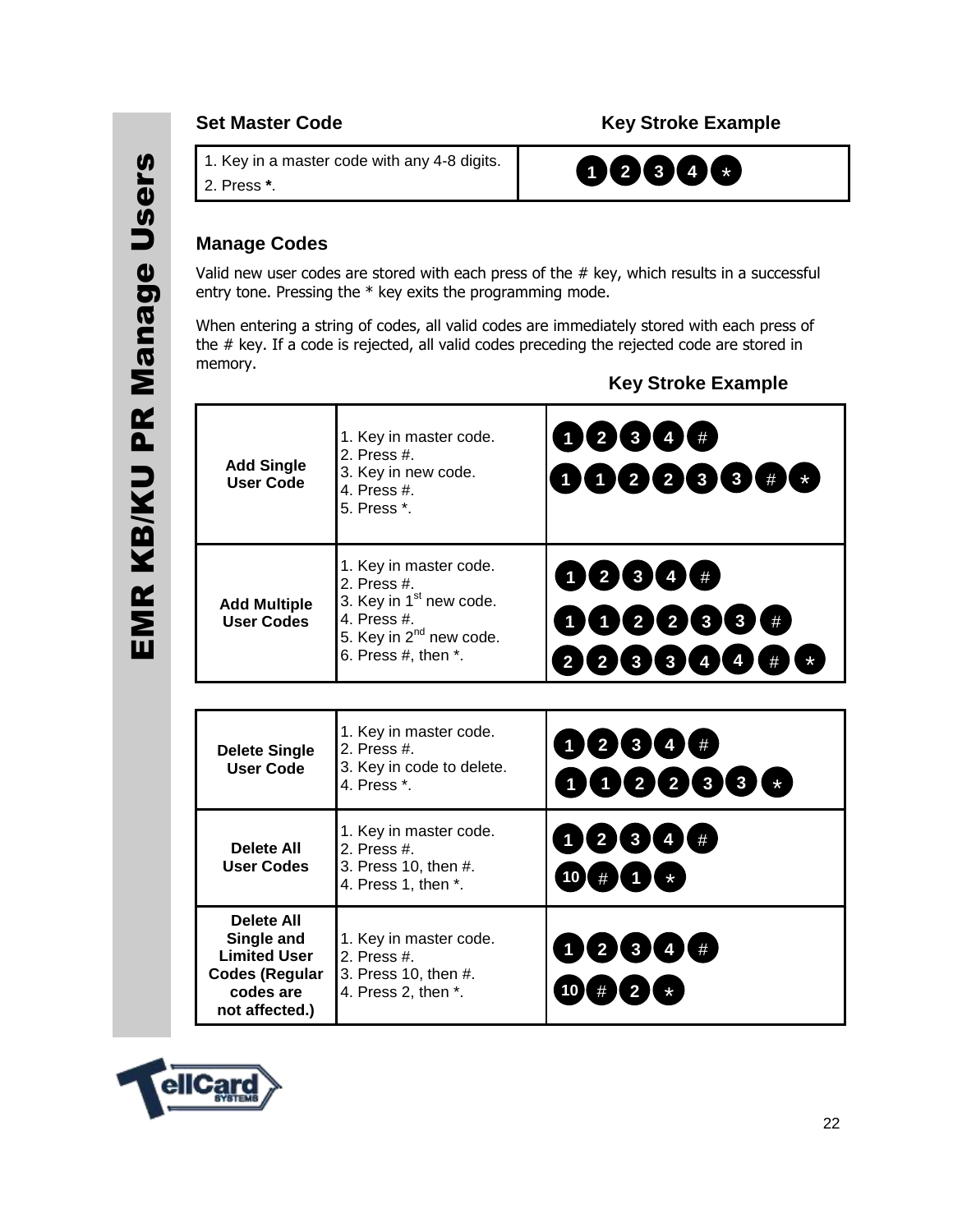## Set Master Code

| Set Master Code | Key Stroke Example |
|---|---|
| 1. Key in a master code with any 4-8 digits.<br>2. Press **\***. | 1 2 3 4 * |

## Manage Codes

Valid new user codes are stored with each press of the # key, which results in a successful entry tone. Pressing the * key exits the programming mode.

When entering a string of codes, all valid codes are immediately stored with each press of the # key. If a code is rejected, all valid codes preceding the rejected code are stored in memory.

| | | Key Stroke Example |
|---|---|---|
| **Add Single User Code** | 1. Key in master code.<br>2. Press #.<br>3. Key in new code.<br>4. Press #.<br>5. Press *. | 1 2 3 4 #<br>1 1 2 2 3 3 # * |
| **Add Multiple User Codes** | 1. Key in master code.<br>2. Press #.<br>3. Key in 1st new code.<br>4. Press #.<br>5. Key in 2nd new code.<br>6. Press #, then *. | 1 2 3 4 #<br>1 1 2 2 3 3 #<br>2 2 3 3 4 4 # * |

| | | |
|---|---|---|
| **Delete Single User Code** | 1. Key in master code.<br>2. Press #.<br>3. Key in code to delete.<br>4. Press *. | 1 2 3 4 #<br>1 1 2 2 3 3 * |
| **Delete All User Codes** | 1. Key in master code.<br>2. Press #.<br>3. Press 10, then #.<br>4. Press 1, then *. | 1 2 3 4 #<br>10 # 1 * |
| **Delete All Single and Limited User Codes (Regular codes are not affected.)** | 1. Key in master code.<br>2. Press #.<br>3. Press 10, then #.<br>4. Press 2, then *. | 1 2 3 4 #<br>10 # 2 * |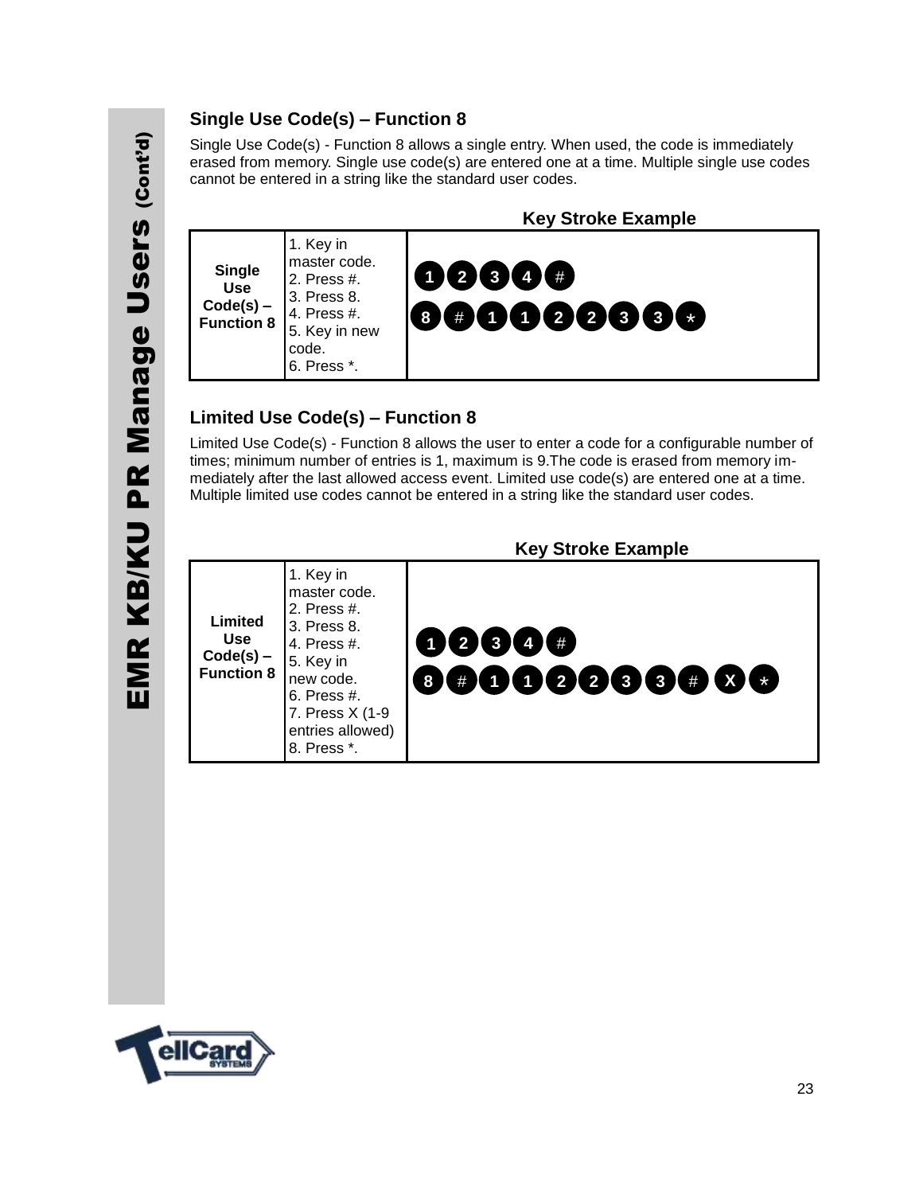## Single Use Code(s) – Function 8

Single Use Code(s) - Function 8 allows a single entry. When used, the code is immediately erased from memory. Single use code(s) are entered one at a time. Multiple single use codes cannot be entered in a string like the standard user codes.

| | | Key Stroke Example |
|---|---|---|
| **Single Use Code(s) – Function 8** | 1. Key in master code.<br>2. Press #.<br>3. Press 8.<br>4. Press #.<br>5. Key in new code.<br>6. Press *. | 1 2 3 4 #<br>8 # 1 1 2 2 3 3 * |

## Limited Use Code(s) – Function 8

Limited Use Code(s) - Function 8 allows the user to enter a code for a configurable number of times; minimum number of entries is 1, maximum is 9.The code is erased from memory immediately after the last allowed access event. Limited use code(s) are entered one at a time. Multiple limited use codes cannot be entered in a string like the standard user codes.

| | | Key Stroke Example |
|---|---|---|
| **Limited Use Code(s) – Function 8** | 1. Key in master code.<br>2. Press #.<br>3. Press 8.<br>4. Press #.<br>5. Key in new code.<br>6. Press #.<br>7. Press X (1-9 entries allowed)<br>8. Press *. | 1 2 3 4 #<br>8 # 1 1 2 2 3 3 # X * |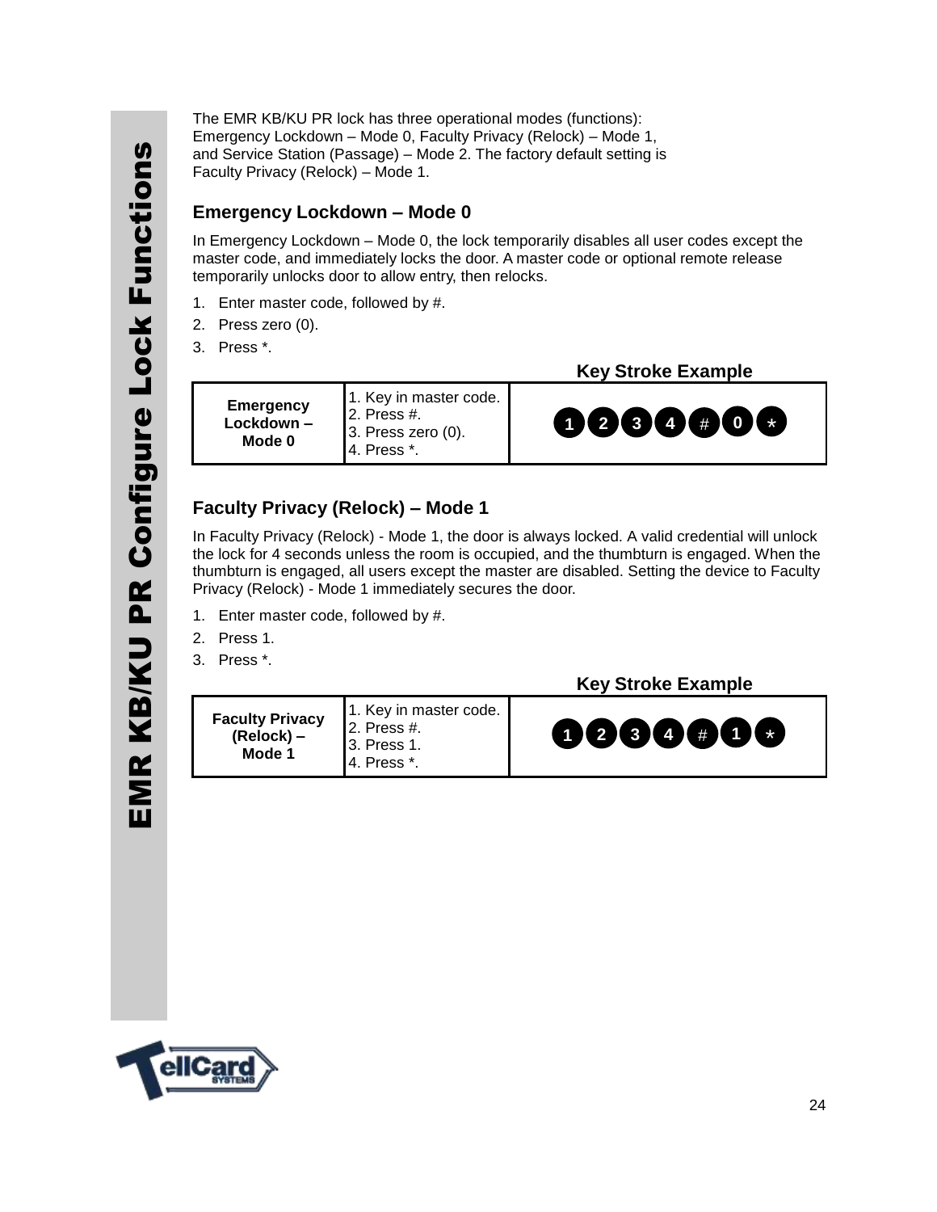The EMR KB/KU PR lock has three operational modes (functions): Emergency Lockdown – Mode 0, Faculty Privacy (Relock) – Mode 1, and Service Station (Passage) – Mode 2. The factory default setting is Faculty Privacy (Relock) – Mode 1.

## Emergency Lockdown – Mode 0

In Emergency Lockdown – Mode 0, the lock temporarily disables all user codes except the master code, and immediately locks the door. A master code or optional remote release temporarily unlocks door to allow entry, then relocks.

1. Enter master code, followed by #.
2. Press zero (0).
3. Press *.

**Key Stroke Example**

| | | |
|---|---|---|
| **Emergency Lockdown – Mode 0** | 1. Key in master code.<br>2. Press #.<br>3. Press zero (0).<br>4. Press *. | 1 2 3 4 # 0 * |

## Faculty Privacy (Relock) – Mode 1

In Faculty Privacy (Relock) - Mode 1, the door is always locked. A valid credential will unlock the lock for 4 seconds unless the room is occupied, and the thumbturn is engaged. When the thumbturn is engaged, all users except the master are disabled. Setting the device to Faculty Privacy (Relock) - Mode 1 immediately secures the door.

1. Enter master code, followed by #.
2. Press 1.
3. Press *.

**Key Stroke Example**

| | | |
|---|---|---|
| **Faculty Privacy (Relock) – Mode 1** | 1. Key in master code.<br>2. Press #.<br>3. Press 1.<br>4. Press *. | 1 2 3 4 # 1 * |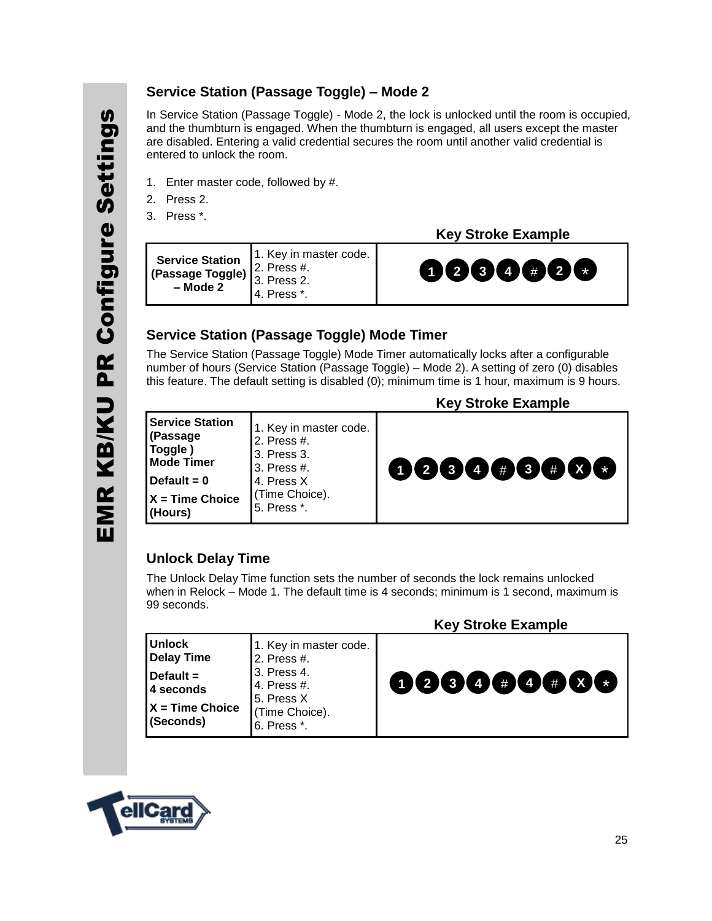## Service Station (Passage Toggle) – Mode 2

In Service Station (Passage Toggle) - Mode 2, the lock is unlocked until the room is occupied, and the thumbturn is engaged. When the thumbturn is engaged, all users except the master are disabled. Entering a valid credential secures the room until another valid credential is entered to unlock the room.

1. Enter master code, followed by #.
2. Press 2.
3. Press *.

| | | Key Stroke Example |
|---|---|---|
| **Service Station (Passage Toggle) – Mode 2** | 1. Key in master code.<br>2. Press #.<br>3. Press 2.<br>4. Press *. | 1 2 3 4 # 2 * |

## Service Station (Passage Toggle) Mode Timer

The Service Station (Passage Toggle) Mode Timer automatically locks after a configurable number of hours (Service Station (Passage Toggle) – Mode 2). A setting of zero (0) disables this feature. The default setting is disabled (0); minimum time is 1 hour, maximum is 9 hours.

| | | Key Stroke Example |
|---|---|---|
| **Service Station (Passage Toggle ) Mode Timer**<br>**Default = 0**<br>**X = Time Choice (Hours)** | 1. Key in master code.<br>2. Press #.<br>3. Press 3.<br>3. Press #.<br>4. Press X (Time Choice).<br>5. Press *. | 1 2 3 4 # 3 # X * |

## Unlock Delay Time

The Unlock Delay Time function sets the number of seconds the lock remains unlocked when in Relock – Mode 1. The default time is 4 seconds; minimum is 1 second, maximum is 99 seconds.

| | | Key Stroke Example |
|---|---|---|
| **Unlock Delay Time**<br>**Default = 4 seconds**<br>**X = Time Choice (Seconds)** | 1. Key in master code.<br>2. Press #.<br>3. Press 4.<br>4. Press #.<br>5. Press X (Time Choice).<br>6. Press *. | 1 2 3 4 # 4 # X * |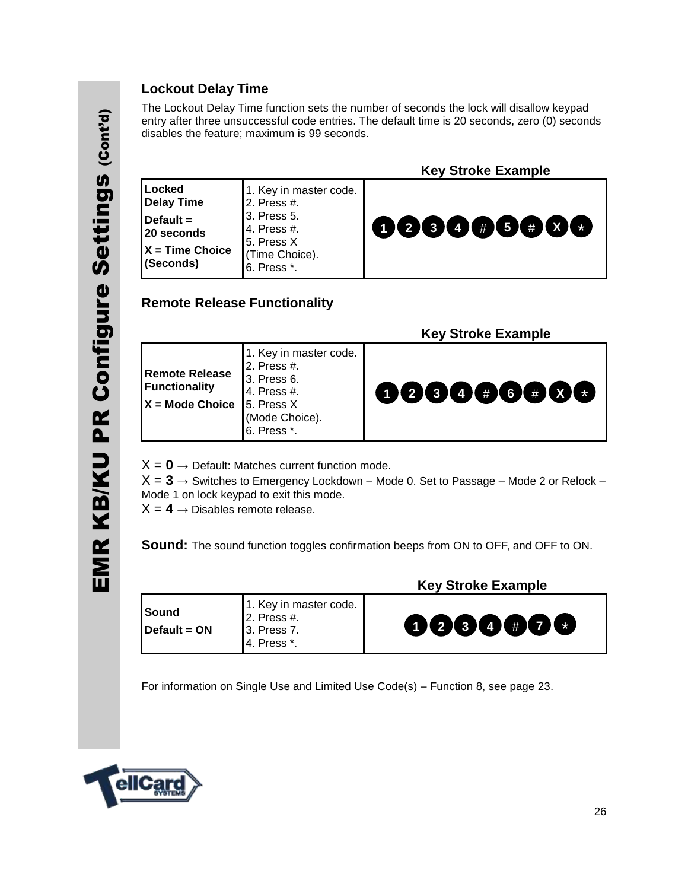## Lockout Delay Time

The Lockout Delay Time function sets the number of seconds the lock will disallow keypad entry after three unsuccessful code entries. The default time is 20 seconds, zero (0) seconds disables the feature; maximum is 99 seconds.

| | | Key Stroke Example |
|---|---|---|
| **Locked Delay Time**<br>**Default = 20 seconds**<br>**X = Time Choice (Seconds)** | 1. Key in master code.<br>2. Press #.<br>3. Press 5.<br>4. Press #.<br>5. Press X (Time Choice).<br>6. Press *. | 1 2 3 4 # 5 # X * |

## Remote Release Functionality

| | | Key Stroke Example |
|---|---|---|
| **Remote Release Functionality**<br>**X = Mode Choice** | 1. Key in master code.<br>2. Press #.<br>3. Press 6.<br>4. Press #.<br>5. Press X (Mode Choice).<br>6. Press *. | 1 2 3 4 # 6 # X * |

X = **0** → Default: Matches current function mode.
X = **3** → Switches to Emergency Lockdown – Mode 0. Set to Passage – Mode 2 or Relock – Mode 1 on lock keypad to exit this mode.
X = **4** → Disables remote release.

**Sound:** The sound function toggles confirmation beeps from ON to OFF, and OFF to ON.

| | | Key Stroke Example |
|---|---|---|
| **Sound**<br>**Default = ON** | 1. Key in master code.<br>2. Press #.<br>3. Press 7.<br>4. Press *. | 1 2 3 4 # 7 * |

For information on Single Use and Limited Use Code(s) – Function 8, see page 23.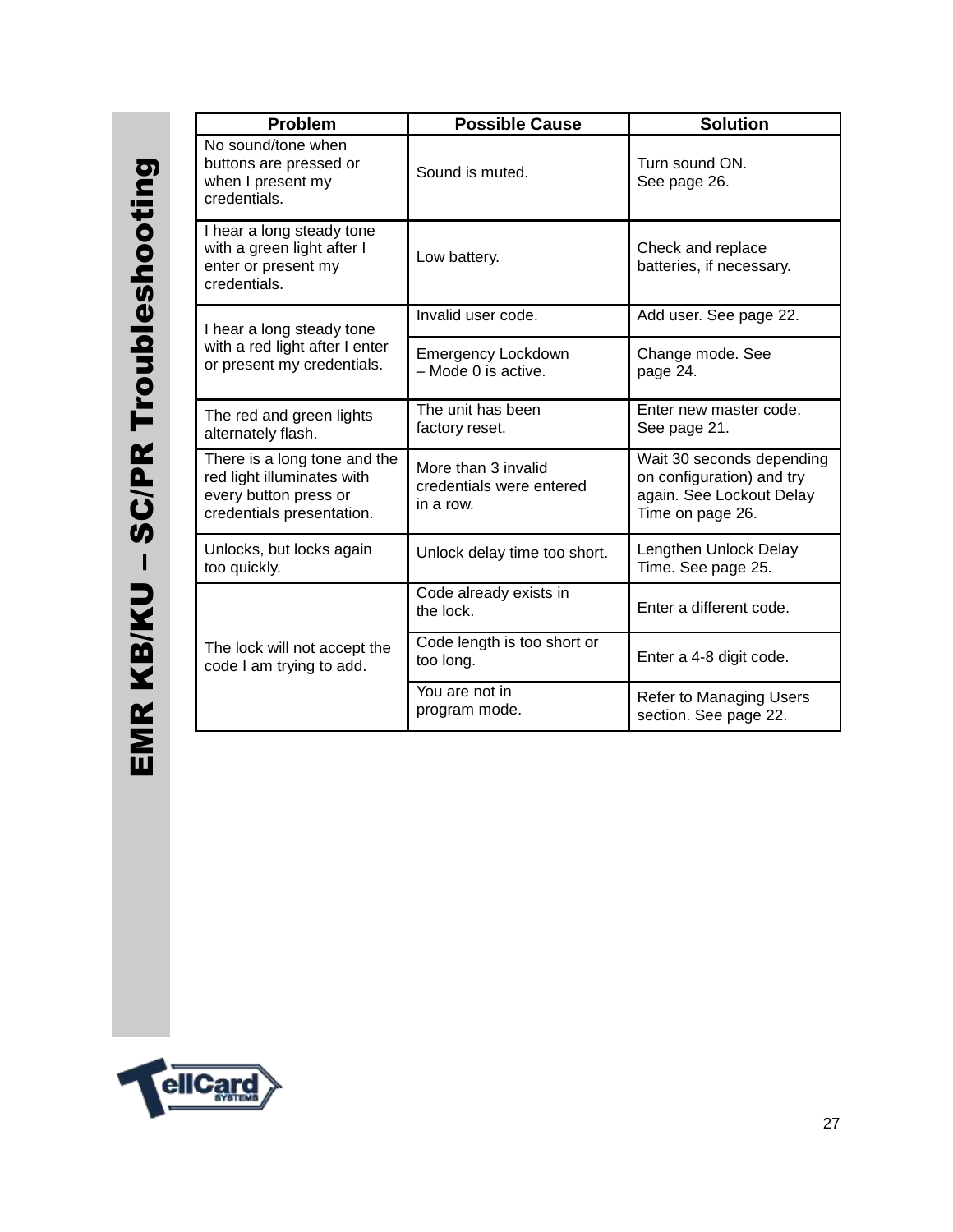# EMR KB/KU – SC/PR Troubleshooting

| Problem | Possible Cause | Solution |
|---|---|---|
| No sound/tone when buttons are pressed or when I present my credentials. | Sound is muted. | Turn sound ON. See page 26. |
| I hear a long steady tone with a green light after I enter or present my credentials. | Low battery. | Check and replace batteries, if necessary. |
| I hear a long steady tone with a red light after I enter or present my credentials. | Invalid user code. | Add user. See page 22. |
| | Emergency Lockdown – Mode 0 is active. | Change mode. See page 24. |
| The red and green lights alternately flash. | The unit has been factory reset. | Enter new master code. See page 21. |
| There is a long tone and the red light illuminates with every button press or credentials presentation. | More than 3 invalid credentials were entered in a row. | Wait 30 seconds depending on configuration) and try again. See Lockout Delay Time on page 26. |
| Unlocks, but locks again too quickly. | Unlock delay time too short. | Lengthen Unlock Delay Time. See page 25. |
| The lock will not accept the code I am trying to add. | Code already exists in the lock. | Enter a different code. |
| | Code length is too short or too long. | Enter a 4-8 digit code. |
| | You are not in program mode. | Refer to Managing Users section. See page 22. |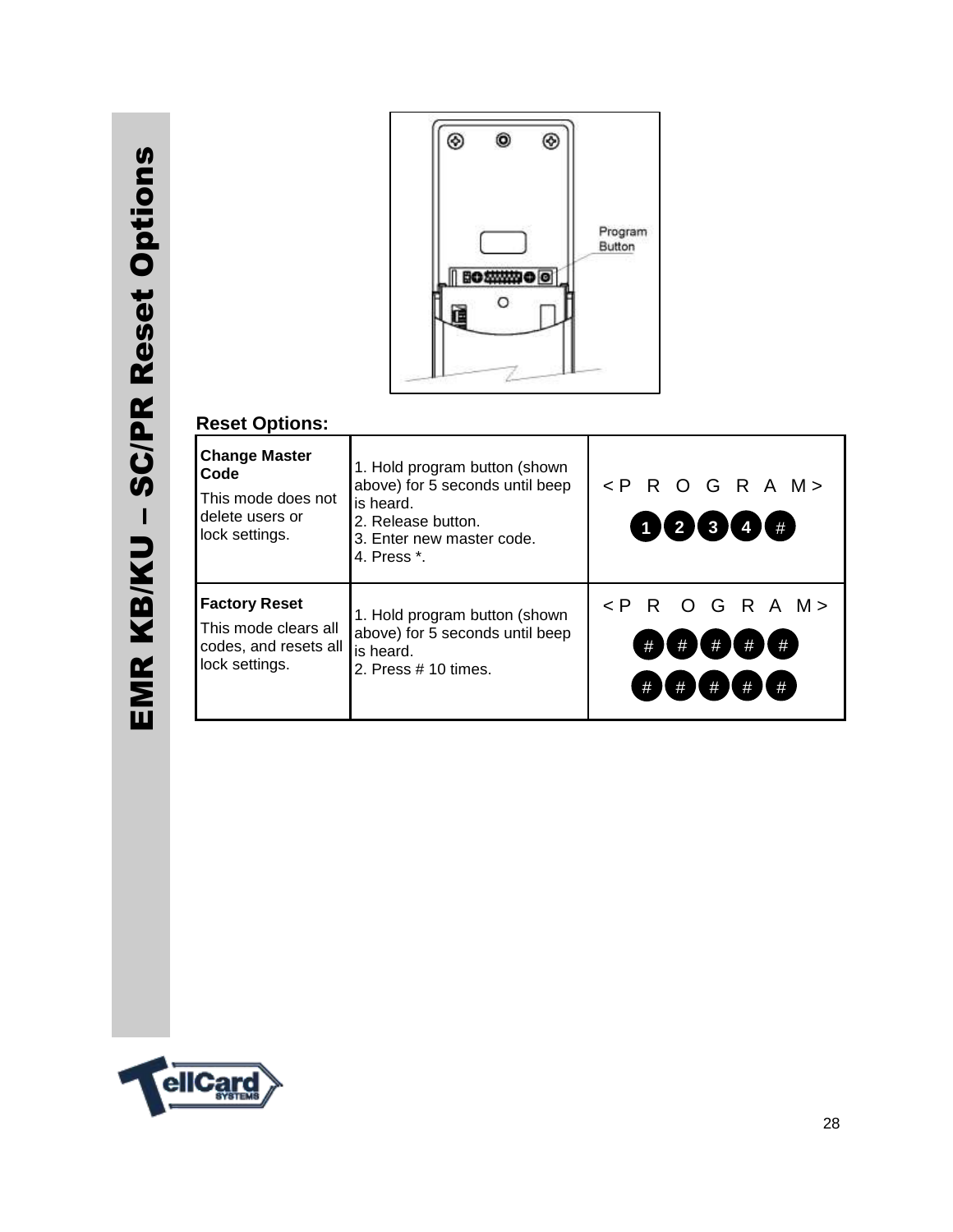# EMR KB/KU – SC/PR Reset Options

Program Button

**Reset Options:**

| **Change Master Code** This mode does not delete users or lock settings. | 1. Hold program button (shown above) for 5 seconds until beep is heard. 2. Release button. 3. Enter new master code. 4. Press *. | < P R O G R A M > 1 2 3 4 # |
|---|---|---|
| **Factory Reset** This mode clears all codes, and resets all lock settings. | 1. Hold program button (shown above) for 5 seconds until beep is heard. 2. Press # 10 times. | < P R O G R A M > # # # # # # # # # # |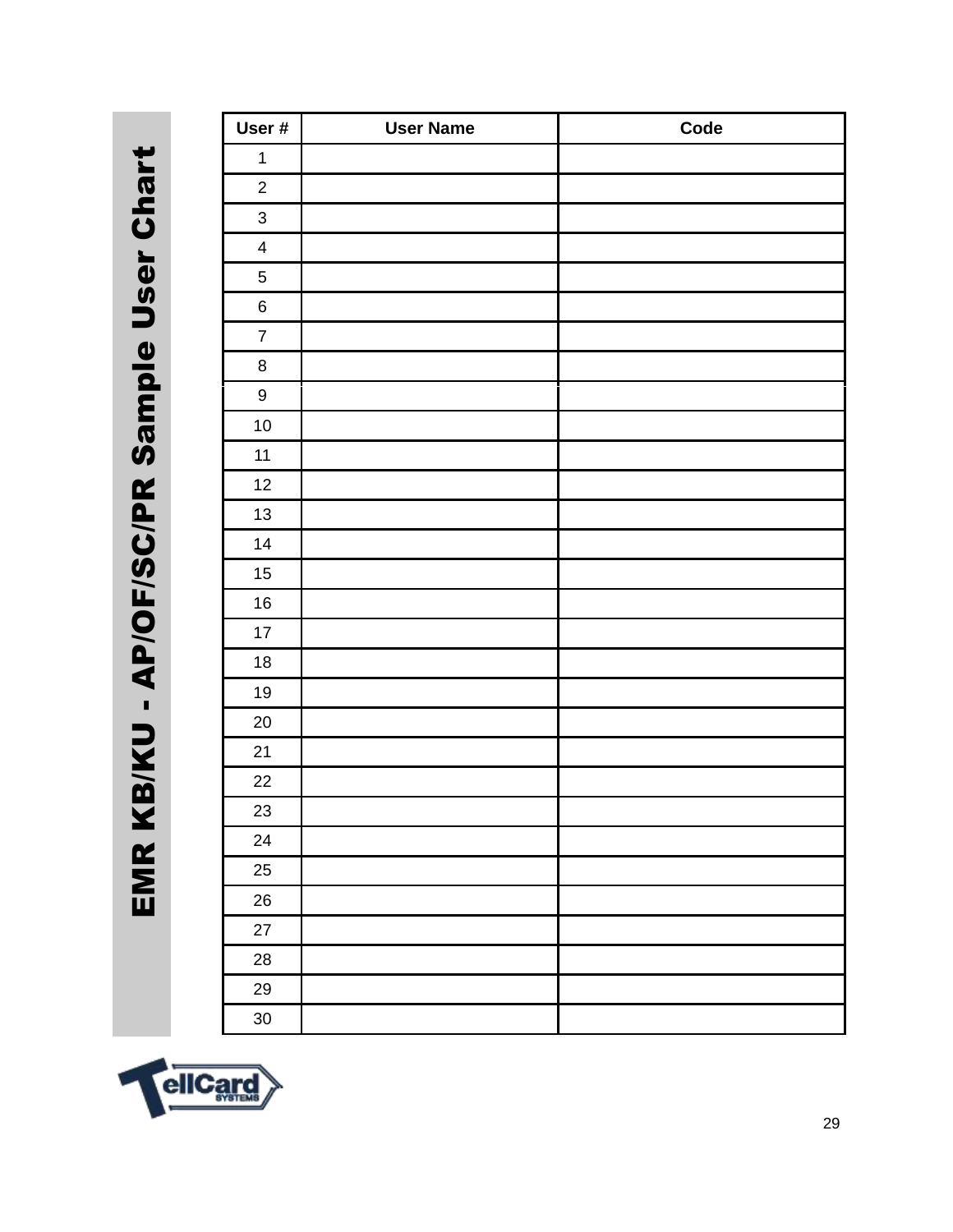# EMR KB/KU - AP/OF/SC/PR Sample User Chart

| User # | User Name | Code |
|---|---|---|
| 1 | | |
| 2 | | |
| 3 | | |
| 4 | | |
| 5 | | |
| 6 | | |
| 7 | | |
| 8 | | |
| 9 | | |
| 10 | | |
| 11 | | |
| 12 | | |
| 13 | | |
| 14 | | |
| 15 | | |
| 16 | | |
| 17 | | |
| 18 | | |
| 19 | | |
| 20 | | |
| 21 | | |
| 22 | | |
| 23 | | |
| 24 | | |
| 25 | | |
| 26 | | |
| 27 | | |
| 28 | | |
| 29 | | |
| 30 | | |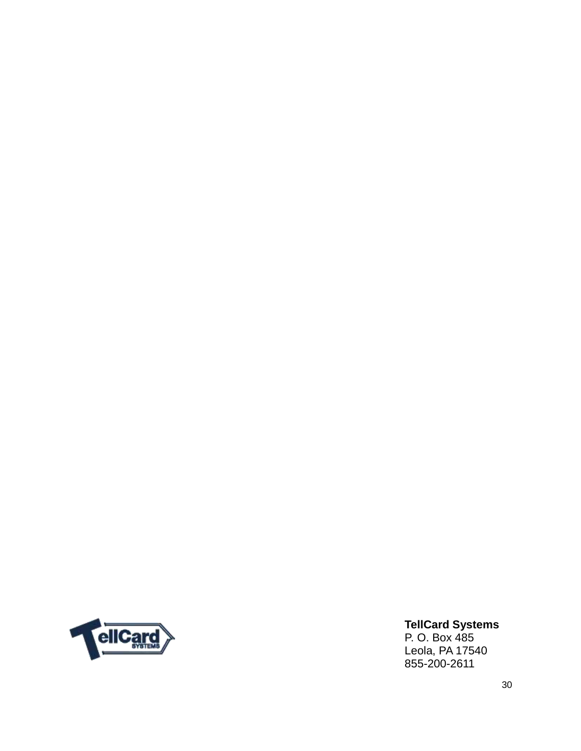**TellCard Systems**
P. O. Box 485
Leola, PA 17540
855-200-2611